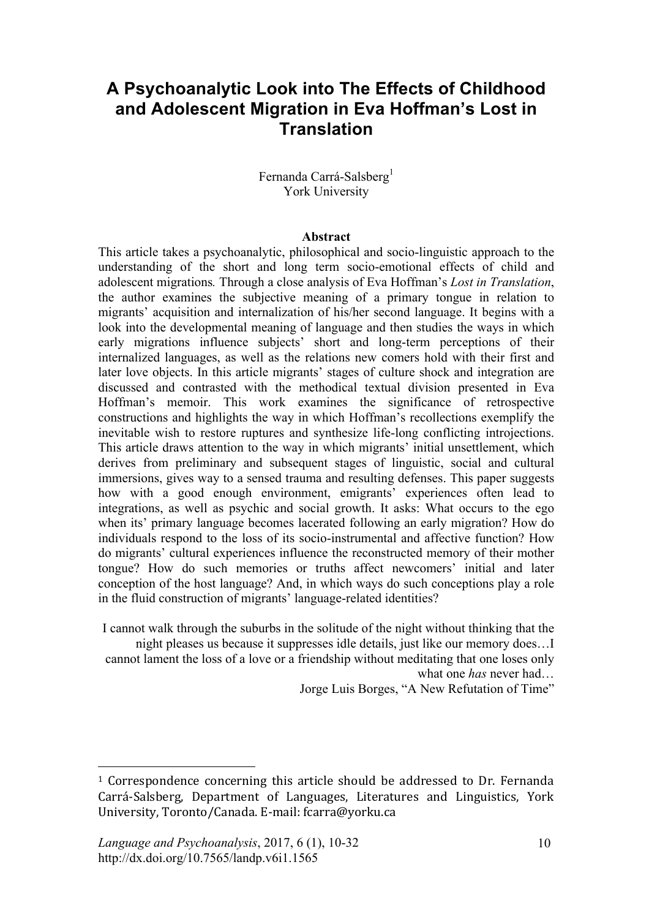# A Psychoanalytic Look into The Effects of Childhood and Adolescent Migration in Eva Hoffman's Lost in Translation

Fernanda Carrá-Salsberg[1]
York University

**Abstract**

This article takes a psychoanalytic, philosophical and socio-linguistic approach to the understanding of the short and long term socio-emotional effects of child and adolescent migrations. Through a close analysis of Eva Hoffman's *Lost in Translation*, the author examines the subjective meaning of a primary tongue in relation to migrants' acquisition and internalization of his/her second language. It begins with a look into the developmental meaning of language and then studies the ways in which early migrations influence subjects' short and long-term perceptions of their internalized languages, as well as the relations new comers hold with their first and later love objects. In this article migrants' stages of culture shock and integration are discussed and contrasted with the methodical textual division presented in Eva Hoffman's memoir. This work examines the significance of retrospective constructions and highlights the way in which Hoffman's recollections exemplify the inevitable wish to restore ruptures and synthesize life-long conflicting introjections. This article draws attention to the way in which migrants' initial unsettlement, which derives from preliminary and subsequent stages of linguistic, social and cultural immersions, gives way to a sensed trauma and resulting defenses. This paper suggests how with a good enough environment, emigrants' experiences often lead to integrations, as well as psychic and social growth. It asks: What occurs to the ego when its' primary language becomes lacerated following an early migration? How do individuals respond to the loss of its socio-instrumental and affective function? How do migrants' cultural experiences influence the reconstructed memory of their mother tongue? How do such memories or truths affect newcomers' initial and later conception of the host language? And, in which ways do such conceptions play a role in the fluid construction of migrants' language-related identities?

> I cannot walk through the suburbs in the solitude of the night without thinking that the night pleases us because it suppresses idle details, just like our memory does…I cannot lament the loss of a love or a friendship without meditating that one loses only what one *has* never had…
>
> Jorge Luis Borges, "A New Refutation of Time"

[1] Correspondence concerning this article should be addressed to Dr. Fernanda Carrá-Salsberg, Department of Languages, Literatures and Linguistics, York University, Toronto/Canada. E-mail: fcarra@yorku.ca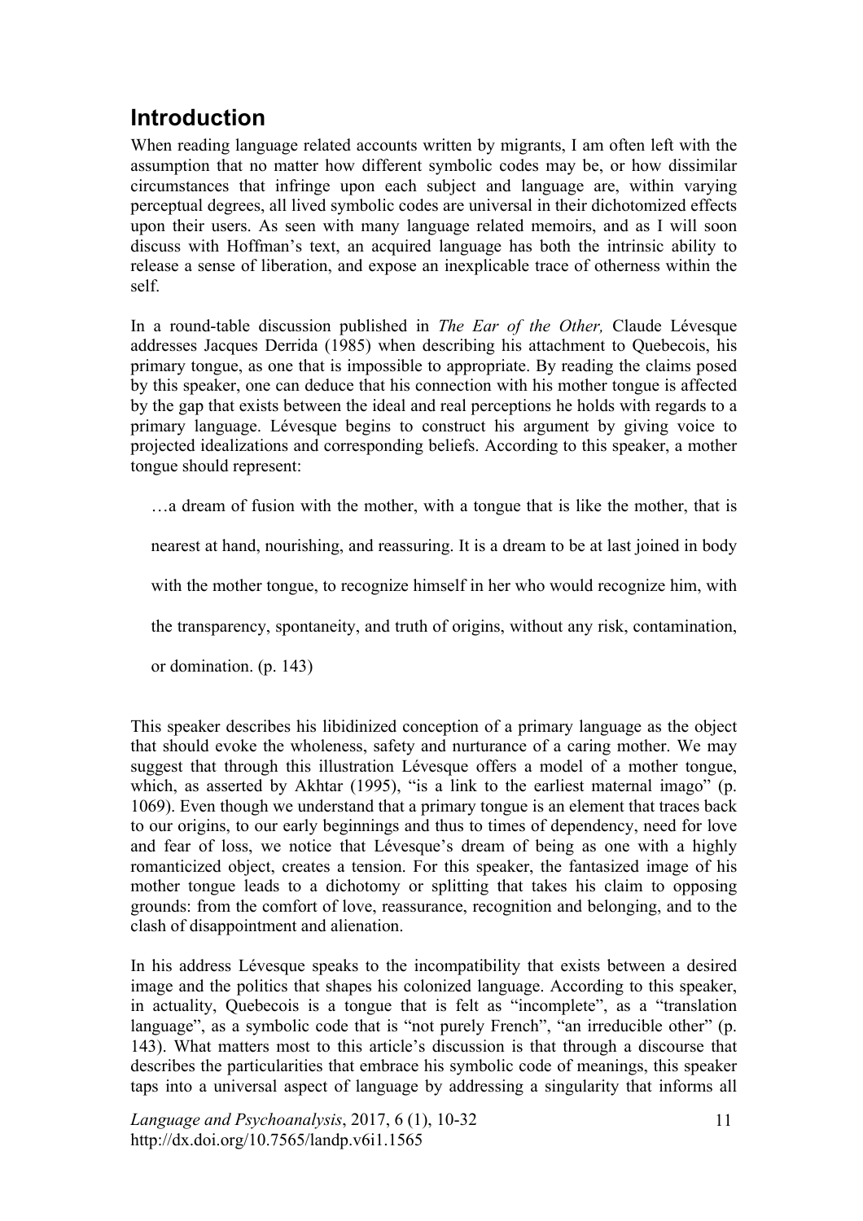## Introduction

When reading language related accounts written by migrants, I am often left with the assumption that no matter how different symbolic codes may be, or how dissimilar circumstances that infringe upon each subject and language are, within varying perceptual degrees, all lived symbolic codes are universal in their dichotomized effects upon their users. As seen with many language related memoirs, and as I will soon discuss with Hoffman's text, an acquired language has both the intrinsic ability to release a sense of liberation, and expose an inexplicable trace of otherness within the self.

In a round-table discussion published in *The Ear of the Other,* Claude Lévesque addresses Jacques Derrida (1985) when describing his attachment to Quebecois, his primary tongue, as one that is impossible to appropriate. By reading the claims posed by this speaker, one can deduce that his connection with his mother tongue is affected by the gap that exists between the ideal and real perceptions he holds with regards to a primary language. Lévesque begins to construct his argument by giving voice to projected idealizations and corresponding beliefs. According to this speaker, a mother tongue should represent:

> …a dream of fusion with the mother, with a tongue that is like the mother, that is nearest at hand, nourishing, and reassuring. It is a dream to be at last joined in body with the mother tongue, to recognize himself in her who would recognize him, with the transparency, spontaneity, and truth of origins, without any risk, contamination, or domination. (p. 143)

This speaker describes his libidinized conception of a primary language as the object that should evoke the wholeness, safety and nurturance of a caring mother. We may suggest that through this illustration Lévesque offers a model of a mother tongue, which, as asserted by Akhtar (1995), "is a link to the earliest maternal imago" (p. 1069). Even though we understand that a primary tongue is an element that traces back to our origins, to our early beginnings and thus to times of dependency, need for love and fear of loss, we notice that Lévesque's dream of being as one with a highly romanticized object, creates a tension. For this speaker, the fantasized image of his mother tongue leads to a dichotomy or splitting that takes his claim to opposing grounds: from the comfort of love, reassurance, recognition and belonging, and to the clash of disappointment and alienation.

In his address Lévesque speaks to the incompatibility that exists between a desired image and the politics that shapes his colonized language. According to this speaker, in actuality, Quebecois is a tongue that is felt as "incomplete", as a "translation language", as a symbolic code that is "not purely French", "an irreducible other" (p. 143). What matters most to this article's discussion is that through a discourse that describes the particularities that embrace his symbolic code of meanings, this speaker taps into a universal aspect of language by addressing a singularity that informs all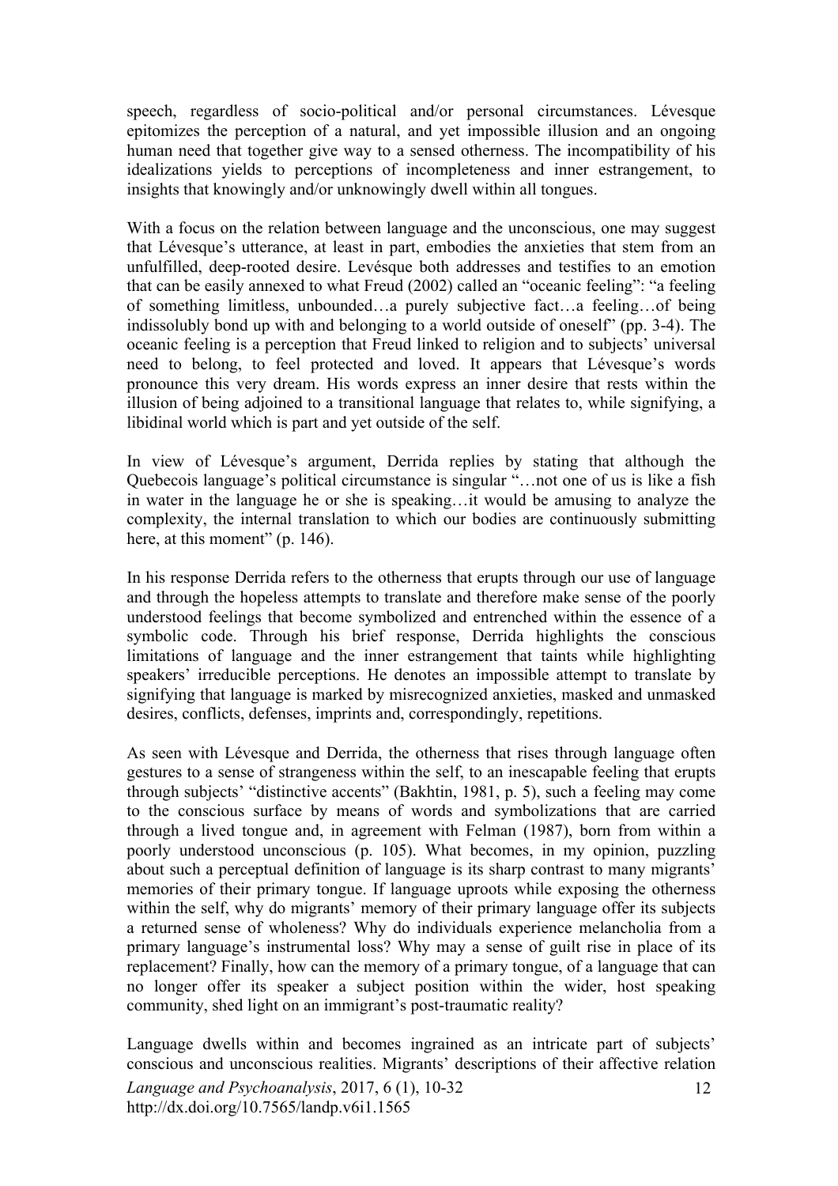speech, regardless of socio-political and/or personal circumstances. Lévesque epitomizes the perception of a natural, and yet impossible illusion and an ongoing human need that together give way to a sensed otherness. The incompatibility of his idealizations yields to perceptions of incompleteness and inner estrangement, to insights that knowingly and/or unknowingly dwell within all tongues.

With a focus on the relation between language and the unconscious, one may suggest that Lévesque's utterance, at least in part, embodies the anxieties that stem from an unfulfilled, deep-rooted desire. Levésque both addresses and testifies to an emotion that can be easily annexed to what Freud (2002) called an "oceanic feeling": "a feeling of something limitless, unbounded…a purely subjective fact…a feeling…of being indissolubly bond up with and belonging to a world outside of oneself" (pp. 3-4). The oceanic feeling is a perception that Freud linked to religion and to subjects' universal need to belong, to feel protected and loved. It appears that Lévesque's words pronounce this very dream. His words express an inner desire that rests within the illusion of being adjoined to a transitional language that relates to, while signifying, a libidinal world which is part and yet outside of the self.

In view of Lévesque's argument, Derrida replies by stating that although the Quebecois language's political circumstance is singular "…not one of us is like a fish in water in the language he or she is speaking…it would be amusing to analyze the complexity, the internal translation to which our bodies are continuously submitting here, at this moment" (p. 146).

In his response Derrida refers to the otherness that erupts through our use of language and through the hopeless attempts to translate and therefore make sense of the poorly understood feelings that become symbolized and entrenched within the essence of a symbolic code. Through his brief response, Derrida highlights the conscious limitations of language and the inner estrangement that taints while highlighting speakers' irreducible perceptions. He denotes an impossible attempt to translate by signifying that language is marked by misrecognized anxieties, masked and unmasked desires, conflicts, defenses, imprints and, correspondingly, repetitions.

As seen with Lévesque and Derrida, the otherness that rises through language often gestures to a sense of strangeness within the self, to an inescapable feeling that erupts through subjects' "distinctive accents" (Bakhtin, 1981, p. 5), such a feeling may come to the conscious surface by means of words and symbolizations that are carried through a lived tongue and, in agreement with Felman (1987), born from within a poorly understood unconscious (p. 105). What becomes, in my opinion, puzzling about such a perceptual definition of language is its sharp contrast to many migrants' memories of their primary tongue. If language uproots while exposing the otherness within the self, why do migrants' memory of their primary language offer its subjects a returned sense of wholeness? Why do individuals experience melancholia from a primary language's instrumental loss? Why may a sense of guilt rise in place of its replacement? Finally, how can the memory of a primary tongue, of a language that can no longer offer its speaker a subject position within the wider, host speaking community, shed light on an immigrant's post-traumatic reality?

Language dwells within and becomes ingrained as an intricate part of subjects' conscious and unconscious realities. Migrants' descriptions of their affective relation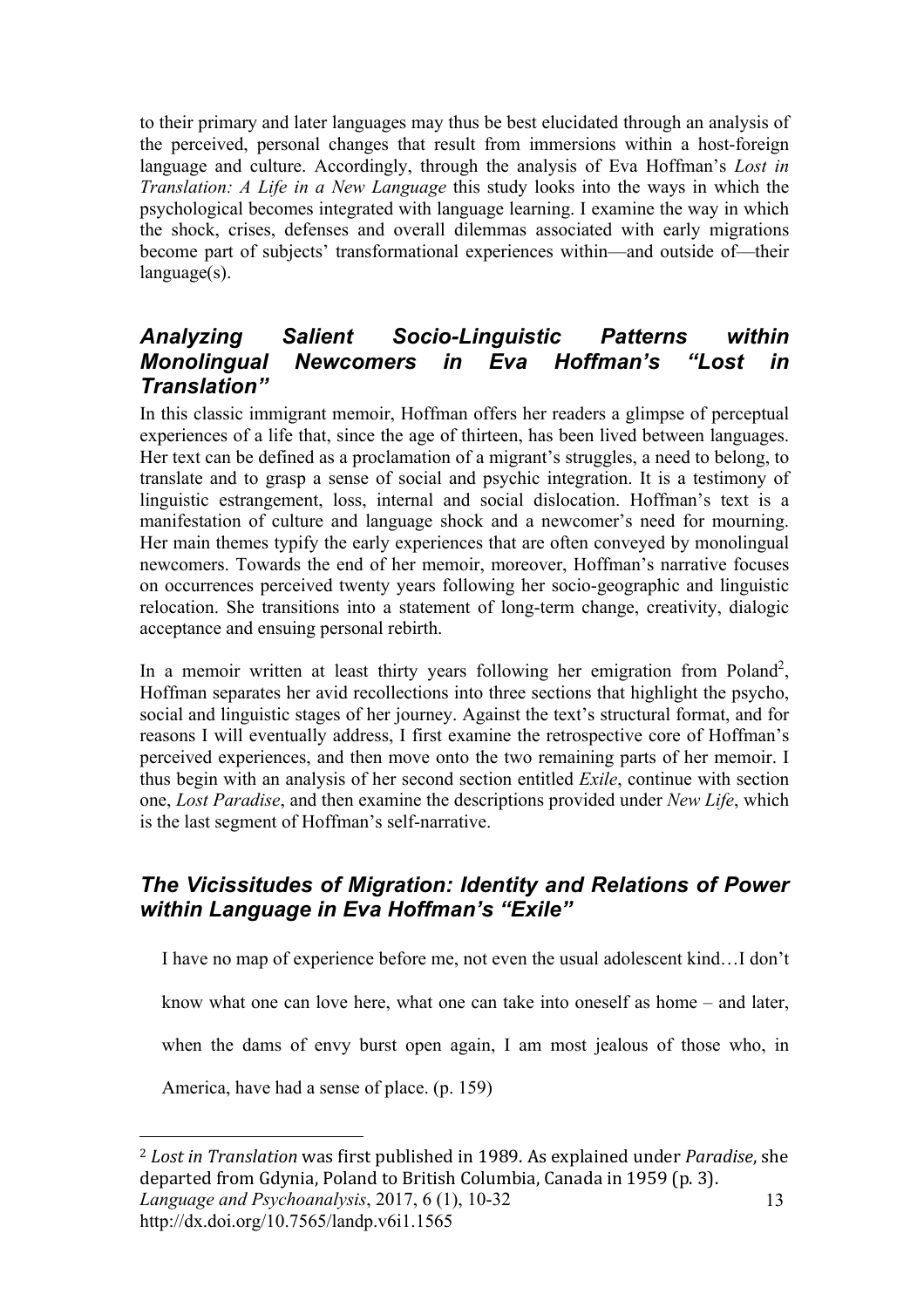to their primary and later languages may thus be best elucidated through an analysis of the perceived, personal changes that result from immersions within a host-foreign language and culture. Accordingly, through the analysis of Eva Hoffman's *Lost in Translation: A Life in a New Language* this study looks into the ways in which the psychological becomes integrated with language learning. I examine the way in which the shock, crises, defenses and overall dilemmas associated with early migrations become part of subjects' transformational experiences within—and outside of—their language(s).

## *Analyzing Salient Socio-Linguistic Patterns within Monolingual Newcomers in Eva Hoffman's "Lost in Translation"*

In this classic immigrant memoir, Hoffman offers her readers a glimpse of perceptual experiences of a life that, since the age of thirteen, has been lived between languages. Her text can be defined as a proclamation of a migrant's struggles, a need to belong, to translate and to grasp a sense of social and psychic integration. It is a testimony of linguistic estrangement, loss, internal and social dislocation. Hoffman's text is a manifestation of culture and language shock and a newcomer's need for mourning. Her main themes typify the early experiences that are often conveyed by monolingual newcomers. Towards the end of her memoir, moreover, Hoffman's narrative focuses on occurrences perceived twenty years following her socio-geographic and linguistic relocation. She transitions into a statement of long-term change, creativity, dialogic acceptance and ensuing personal rebirth.

In a memoir written at least thirty years following her emigration from Poland[2], Hoffman separates her avid recollections into three sections that highlight the psycho, social and linguistic stages of her journey. Against the text's structural format, and for reasons I will eventually address, I first examine the retrospective core of Hoffman's perceived experiences, and then move onto the two remaining parts of her memoir. I thus begin with an analysis of her second section entitled *Exile*, continue with section one, *Lost Paradise*, and then examine the descriptions provided under *New Life*, which is the last segment of Hoffman's self-narrative.

## *The Vicissitudes of Migration: Identity and Relations of Power within Language in Eva Hoffman's "Exile"*

> I have no map of experience before me, not even the usual adolescent kind…I don't know what one can love here, what one can take into oneself as home – and later, when the dams of envy burst open again, I am most jealous of those who, in America, have had a sense of place. (p. 159)

[2] *Lost in Translation* was first published in 1989. As explained under *Paradise*, she departed from Gdynia, Poland to British Columbia, Canada in 1959 (p. 3).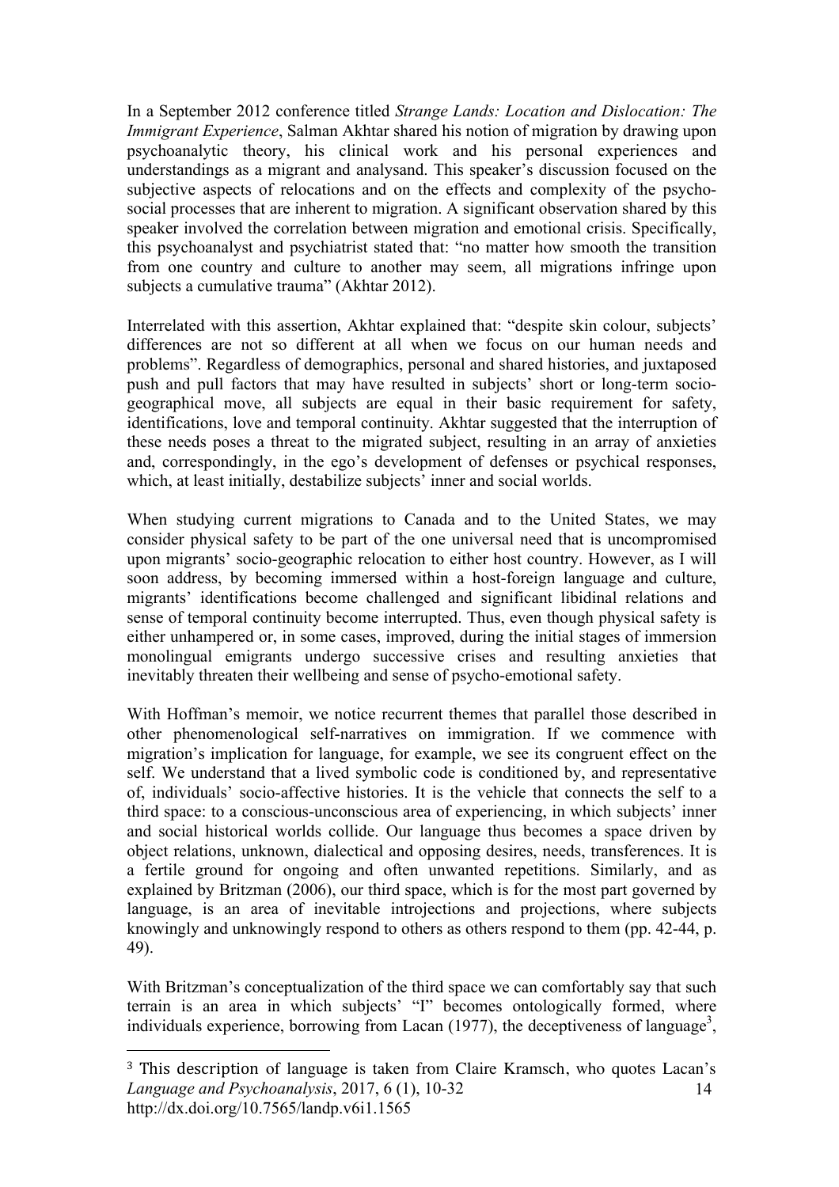In a September 2012 conference titled *Strange Lands: Location and Dislocation: The Immigrant Experience*, Salman Akhtar shared his notion of migration by drawing upon psychoanalytic theory, his clinical work and his personal experiences and understandings as a migrant and analysand. This speaker's discussion focused on the subjective aspects of relocations and on the effects and complexity of the psycho-social processes that are inherent to migration. A significant observation shared by this speaker involved the correlation between migration and emotional crisis. Specifically, this psychoanalyst and psychiatrist stated that: "no matter how smooth the transition from one country and culture to another may seem, all migrations infringe upon subjects a cumulative trauma" (Akhtar 2012).

Interrelated with this assertion, Akhtar explained that: "despite skin colour, subjects' differences are not so different at all when we focus on our human needs and problems". Regardless of demographics, personal and shared histories, and juxtaposed push and pull factors that may have resulted in subjects' short or long-term socio-geographical move, all subjects are equal in their basic requirement for safety, identifications, love and temporal continuity. Akhtar suggested that the interruption of these needs poses a threat to the migrated subject, resulting in an array of anxieties and, correspondingly, in the ego's development of defenses or psychical responses, which, at least initially, destabilize subjects' inner and social worlds.

When studying current migrations to Canada and to the United States, we may consider physical safety to be part of the one universal need that is uncompromised upon migrants' socio-geographic relocation to either host country. However, as I will soon address, by becoming immersed within a host-foreign language and culture, migrants' identifications become challenged and significant libidinal relations and sense of temporal continuity become interrupted. Thus, even though physical safety is either unhampered or, in some cases, improved, during the initial stages of immersion monolingual emigrants undergo successive crises and resulting anxieties that inevitably threaten their wellbeing and sense of psycho-emotional safety.

With Hoffman's memoir, we notice recurrent themes that parallel those described in other phenomenological self-narratives on immigration. If we commence with migration's implication for language, for example, we see its congruent effect on the self. We understand that a lived symbolic code is conditioned by, and representative of, individuals' socio-affective histories. It is the vehicle that connects the self to a third space: to a conscious-unconscious area of experiencing, in which subjects' inner and social historical worlds collide. Our language thus becomes a space driven by object relations, unknown, dialectical and opposing desires, needs, transferences. It is a fertile ground for ongoing and often unwanted repetitions. Similarly, and as explained by Britzman (2006), our third space, which is for the most part governed by language, is an area of inevitable introjections and projections, where subjects knowingly and unknowingly respond to others as others respond to them (pp. 42-44, p. 49).

With Britzman's conceptualization of the third space we can comfortably say that such terrain is an area in which subjects' "I" becomes ontologically formed, where individuals experience, borrowing from Lacan (1977), the deceptiveness of language[3],

[3] This description of language is taken from Claire Kramsch, who quotes Lacan's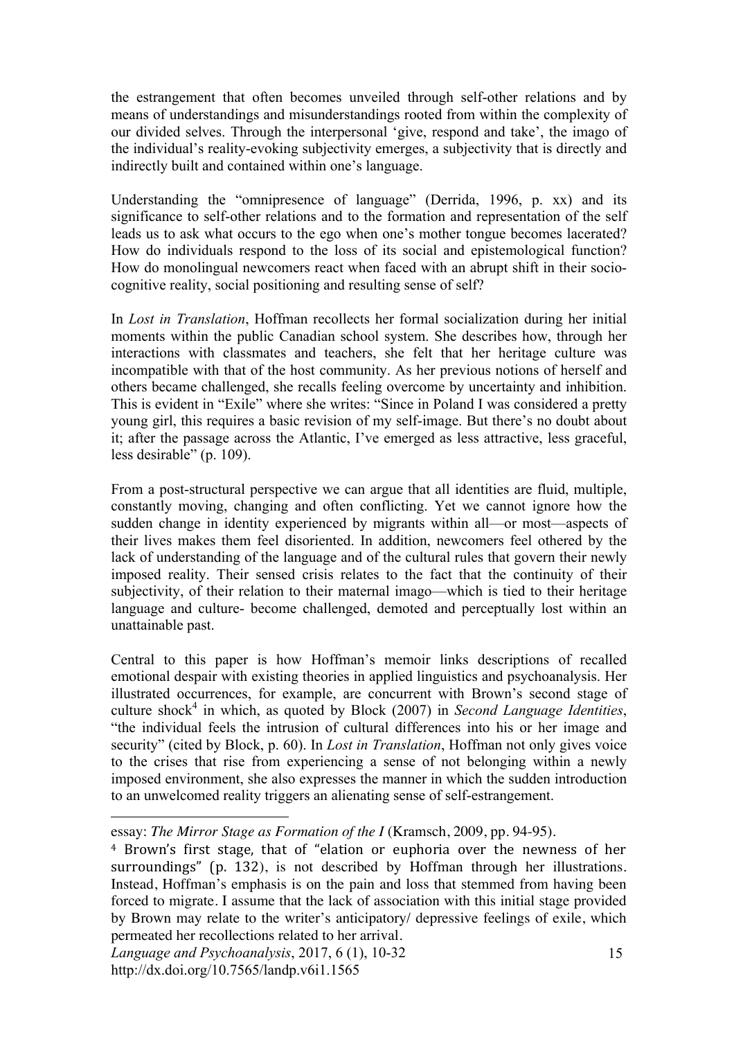the estrangement that often becomes unveiled through self-other relations and by means of understandings and misunderstandings rooted from within the complexity of our divided selves. Through the interpersonal 'give, respond and take', the imago of the individual's reality-evoking subjectivity emerges, a subjectivity that is directly and indirectly built and contained within one's language.

Understanding the "omnipresence of language" (Derrida, 1996, p. xx) and its significance to self-other relations and to the formation and representation of the self leads us to ask what occurs to the ego when one's mother tongue becomes lacerated? How do individuals respond to the loss of its social and epistemological function? How do monolingual newcomers react when faced with an abrupt shift in their socio-cognitive reality, social positioning and resulting sense of self?

In *Lost in Translation*, Hoffman recollects her formal socialization during her initial moments within the public Canadian school system. She describes how, through her interactions with classmates and teachers, she felt that her heritage culture was incompatible with that of the host community. As her previous notions of herself and others became challenged, she recalls feeling overcome by uncertainty and inhibition. This is evident in "Exile" where she writes: "Since in Poland I was considered a pretty young girl, this requires a basic revision of my self-image. But there's no doubt about it; after the passage across the Atlantic, I've emerged as less attractive, less graceful, less desirable" (p. 109).

From a post-structural perspective we can argue that all identities are fluid, multiple, constantly moving, changing and often conflicting. Yet we cannot ignore how the sudden change in identity experienced by migrants within all—or most—aspects of their lives makes them feel disoriented. In addition, newcomers feel othered by the lack of understanding of the language and of the cultural rules that govern their newly imposed reality. Their sensed crisis relates to the fact that the continuity of their subjectivity, of their relation to their maternal imago—which is tied to their heritage language and culture- become challenged, demoted and perceptually lost within an unattainable past.

Central to this paper is how Hoffman's memoir links descriptions of recalled emotional despair with existing theories in applied linguistics and psychoanalysis. Her illustrated occurrences, for example, are concurrent with Brown's second stage of culture shock[4] in which, as quoted by Block (2007) in *Second Language Identities*, "the individual feels the intrusion of cultural differences into his or her image and security" (cited by Block, p. 60). In *Lost in Translation*, Hoffman not only gives voice to the crises that rise from experiencing a sense of not belonging within a newly imposed environment, she also expresses the manner in which the sudden introduction to an unwelcomed reality triggers an alienating sense of self-estrangement.

---

essay: *The Mirror Stage as Formation of the I* (Kramsch, 2009, pp. 94-95).

[4] Brown's first stage, that of "elation or euphoria over the newness of her surroundings" (p. 132), is not described by Hoffman through her illustrations. Instead, Hoffman's emphasis is on the pain and loss that stemmed from having been forced to migrate. I assume that the lack of association with this initial stage provided by Brown may relate to the writer's anticipatory/ depressive feelings of exile, which permeated her recollections related to her arrival.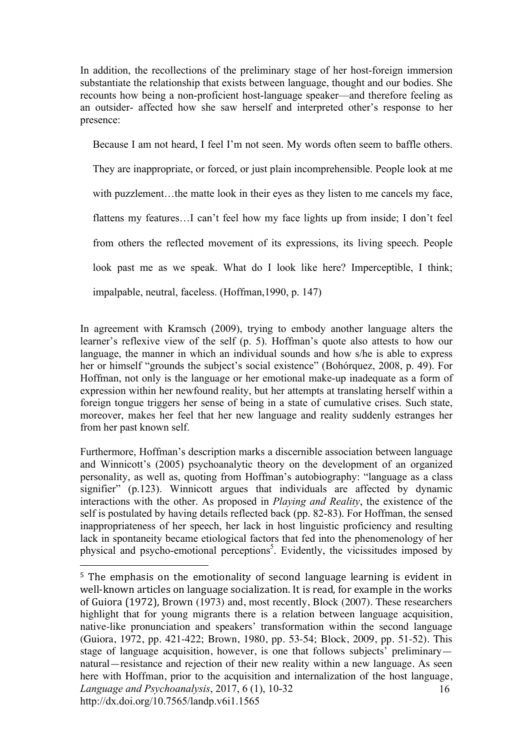In addition, the recollections of the preliminary stage of her host-foreign immersion substantiate the relationship that exists between language, thought and our bodies. She recounts how being a non-proficient host-language speaker—and therefore feeling as an outsider- affected how she saw herself and interpreted other's response to her presence:

> Because I am not heard, I feel I'm not seen. My words often seem to baffle others. They are inappropriate, or forced, or just plain incomprehensible. People look at me with puzzlement…the matte look in their eyes as they listen to me cancels my face, flattens my features…I can't feel how my face lights up from inside; I don't feel from others the reflected movement of its expressions, its living speech. People look past me as we speak. What do I look like here? Imperceptible, I think; impalpable, neutral, faceless. (Hoffman,1990, p. 147)

In agreement with Kramsch (2009), trying to embody another language alters the learner's reflexive view of the self (p. 5). Hoffman's quote also attests to how our language, the manner in which an individual sounds and how s/he is able to express her or himself "grounds the subject's social existence" (Bohórquez, 2008, p. 49). For Hoffman, not only is the language or her emotional make-up inadequate as a form of expression within her newfound reality, but her attempts at translating herself within a foreign tongue triggers her sense of being in a state of cumulative crises. Such state, moreover, makes her feel that her new language and reality suddenly estranges her from her past known self.

Furthermore, Hoffman's description marks a discernible association between language and Winnicott's (2005) psychoanalytic theory on the development of an organized personality, as well as, quoting from Hoffman's autobiography: "language as a class signifier" (p.123). Winnicott argues that individuals are affected by dynamic interactions with the other. As proposed in *Playing and Reality*, the existence of the self is postulated by having details reflected back (pp. 82-83). For Hoffman, the sensed inappropriateness of her speech, her lack in host linguistic proficiency and resulting lack in spontaneity became etiological factors that fed into the phenomenology of her physical and psycho-emotional perceptions[5]. Evidently, the vicissitudes imposed by

[5] The emphasis on the emotionality of second language learning is evident in well-known articles on language socialization. It is read, for example in the works of Guiora (1972), Brown (1973) and, most recently, Block (2007). These researchers highlight that for young migrants there is a relation between language acquisition, native-like pronunciation and speakers' transformation within the second language (Guiora, 1972, pp. 421-422; Brown, 1980, pp. 53-54; Block, 2009, pp. 51-52). This stage of language acquisition, however, is one that follows subjects' preliminary—natural—resistance and rejection of their new reality within a new language. As seen here with Hoffman, prior to the acquisition and internalization of the host language,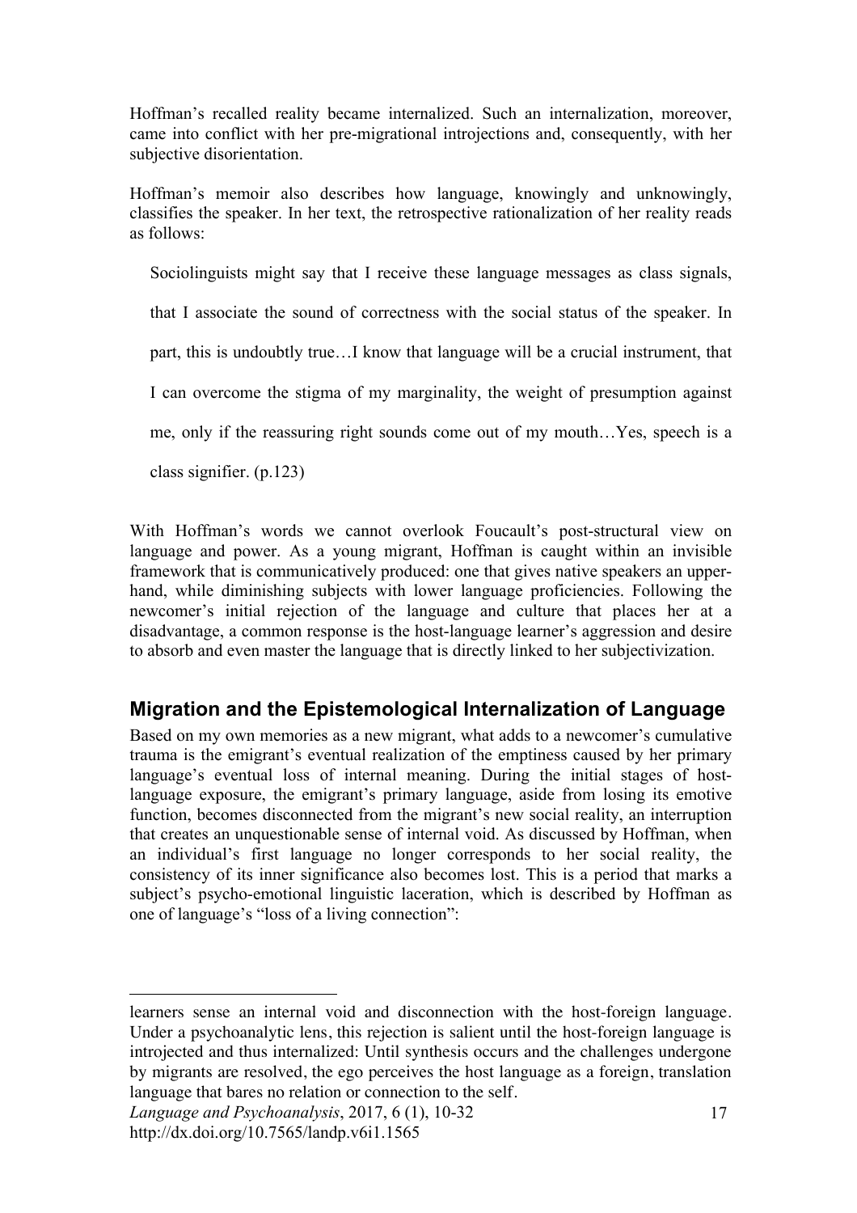Hoffman's recalled reality became internalized. Such an internalization, moreover, came into conflict with her pre-migrational introjections and, consequently, with her subjective disorientation.

Hoffman's memoir also describes how language, knowingly and unknowingly, classifies the speaker. In her text, the retrospective rationalization of her reality reads as follows:

> Sociolinguists might say that I receive these language messages as class signals, that I associate the sound of correctness with the social status of the speaker. In part, this is undoubtly true…I know that language will be a crucial instrument, that I can overcome the stigma of my marginality, the weight of presumption against me, only if the reassuring right sounds come out of my mouth…Yes, speech is a class signifier. (p.123)

With Hoffman's words we cannot overlook Foucault's post-structural view on language and power. As a young migrant, Hoffman is caught within an invisible framework that is communicatively produced: one that gives native speakers an upper-hand, while diminishing subjects with lower language proficiencies. Following the newcomer's initial rejection of the language and culture that places her at a disadvantage, a common response is the host-language learner's aggression and desire to absorb and even master the language that is directly linked to her subjectivization.

## Migration and the Epistemological Internalization of Language

Based on my own memories as a new migrant, what adds to a newcomer's cumulative trauma is the emigrant's eventual realization of the emptiness caused by her primary language's eventual loss of internal meaning. During the initial stages of host-language exposure, the emigrant's primary language, aside from losing its emotive function, becomes disconnected from the migrant's new social reality, an interruption that creates an unquestionable sense of internal void. As discussed by Hoffman, when an individual's first language no longer corresponds to her social reality, the consistency of its inner significance also becomes lost. This is a period that marks a subject's psycho-emotional linguistic laceration, which is described by Hoffman as one of language's "loss of a living connection":

---

learners sense an internal void and disconnection with the host-foreign language. Under a psychoanalytic lens, this rejection is salient until the host-foreign language is introjected and thus internalized: Until synthesis occurs and the challenges undergone by migrants are resolved, the ego perceives the host language as a foreign, translation language that bares no relation or connection to the self.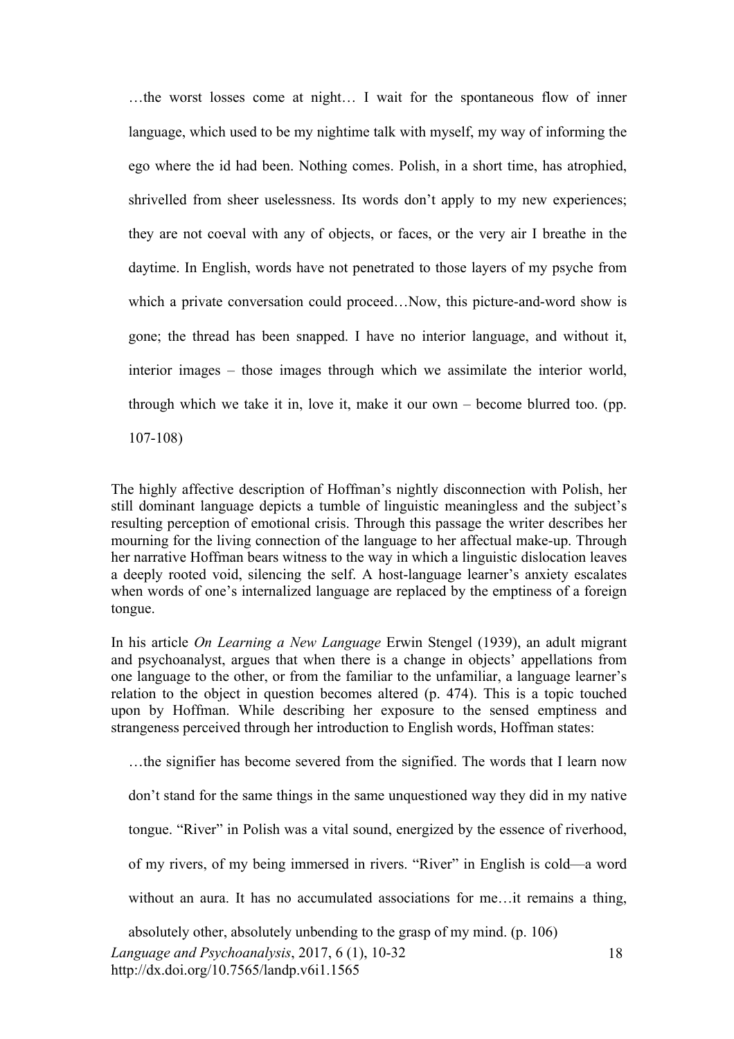> …the worst losses come at night… I wait for the spontaneous flow of inner language, which used to be my nighttime talk with myself, my way of informing the ego where the id had been. Nothing comes. Polish, in a short time, has atrophied, shrivelled from sheer uselessness. Its words don't apply to my new experiences; they are not coeval with any of objects, or faces, or the very air I breathe in the daytime. In English, words have not penetrated to those layers of my psyche from which a private conversation could proceed…Now, this picture-and-word show is gone; the thread has been snapped. I have no interior language, and without it, interior images – those images through which we assimilate the interior world, through which we take it in, love it, make it our own – become blurred too. (pp. 107-108)

The highly affective description of Hoffman's nightly disconnection with Polish, her still dominant language depicts a tumble of linguistic meaningless and the subject's resulting perception of emotional crisis. Through this passage the writer describes her mourning for the living connection of the language to her affectual make-up. Through her narrative Hoffman bears witness to the way in which a linguistic dislocation leaves a deeply rooted void, silencing the self. A host-language learner's anxiety escalates when words of one's internalized language are replaced by the emptiness of a foreign tongue.

In his article *On Learning a New Language* Erwin Stengel (1939), an adult migrant and psychoanalyst, argues that when there is a change in objects' appellations from one language to the other, or from the familiar to the unfamiliar, a language learner's relation to the object in question becomes altered (p. 474). This is a topic touched upon by Hoffman. While describing her exposure to the sensed emptiness and strangeness perceived through her introduction to English words, Hoffman states:

> …the signifier has become severed from the signified. The words that I learn now don't stand for the same things in the same unquestioned way they did in my native tongue. "River" in Polish was a vital sound, energized by the essence of riverhood, of my rivers, of my being immersed in rivers. "River" in English is cold—a word without an aura. It has no accumulated associations for me…it remains a thing, absolutely other, absolutely unbending to the grasp of my mind. (p. 106)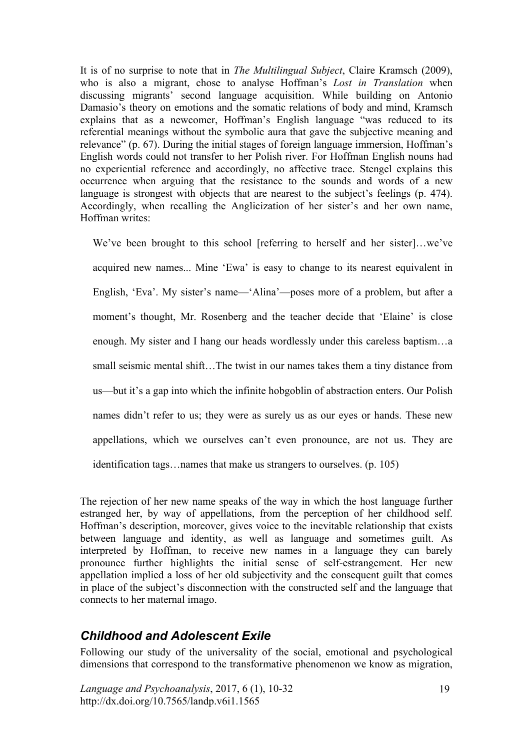It is of no surprise to note that in *The Multilingual Subject*, Claire Kramsch (2009), who is also a migrant, chose to analyse Hoffman's *Lost in Translation* when discussing migrants' second language acquisition. While building on Antonio Damasio's theory on emotions and the somatic relations of body and mind, Kramsch explains that as a newcomer, Hoffman's English language "was reduced to its referential meanings without the symbolic aura that gave the subjective meaning and relevance" (p. 67). During the initial stages of foreign language immersion, Hoffman's English words could not transfer to her Polish river. For Hoffman English nouns had no experiential reference and accordingly, no affective trace. Stengel explains this occurrence when arguing that the resistance to the sounds and words of a new language is strongest with objects that are nearest to the subject's feelings (p. 474). Accordingly, when recalling the Anglicization of her sister's and her own name, Hoffman writes:

> We've been brought to this school [referring to herself and her sister]…we've acquired new names... Mine 'Ewa' is easy to change to its nearest equivalent in English, 'Eva'. My sister's name—'Alina'—poses more of a problem, but after a moment's thought, Mr. Rosenberg and the teacher decide that 'Elaine' is close enough. My sister and I hang our heads wordlessly under this careless baptism…a small seismic mental shift…The twist in our names takes them a tiny distance from us—but it's a gap into which the infinite hobgoblin of abstraction enters. Our Polish names didn't refer to us; they were as surely us as our eyes or hands. These new appellations, which we ourselves can't even pronounce, are not us. They are identification tags…names that make us strangers to ourselves. (p. 105)

The rejection of her new name speaks of the way in which the host language further estranged her, by way of appellations, from the perception of her childhood self. Hoffman's description, moreover, gives voice to the inevitable relationship that exists between language and identity, as well as language and sometimes guilt. As interpreted by Hoffman, to receive new names in a language they can barely pronounce further highlights the initial sense of self-estrangement. Her new appellation implied a loss of her old subjectivity and the consequent guilt that comes in place of the subject's disconnection with the constructed self and the language that connects to her maternal imago.

## *Childhood and Adolescent Exile*

Following our study of the universality of the social, emotional and psychological dimensions that correspond to the transformative phenomenon we know as migration,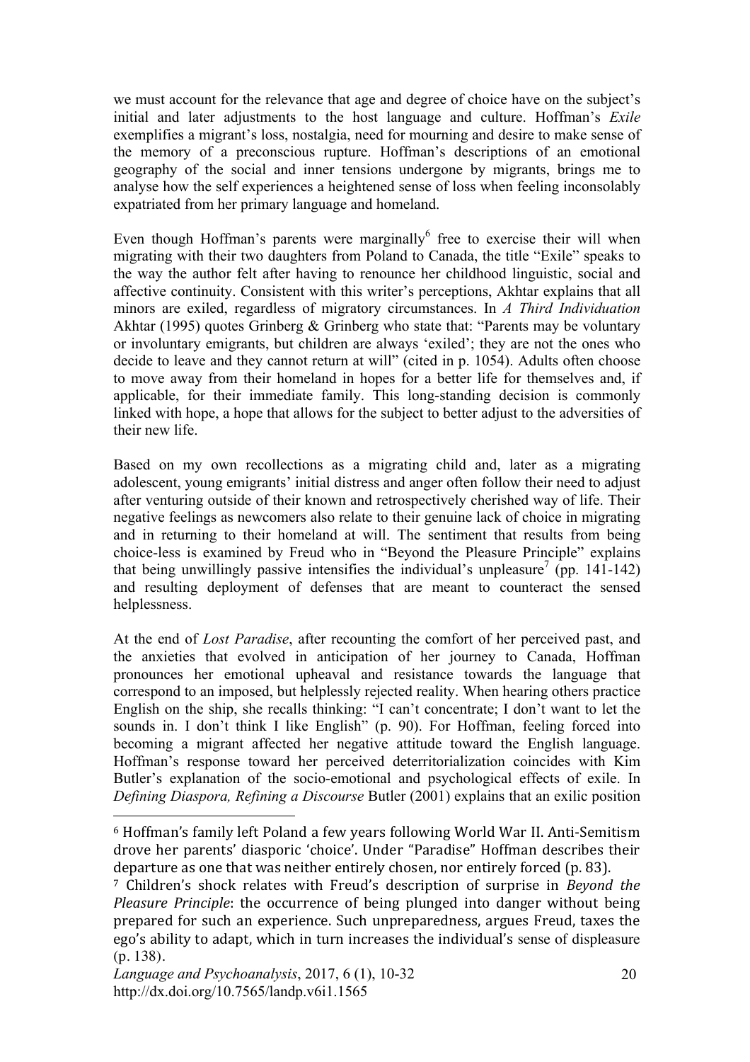we must account for the relevance that age and degree of choice have on the subject's initial and later adjustments to the host language and culture. Hoffman's *Exile* exemplifies a migrant's loss, nostalgia, need for mourning and desire to make sense of the memory of a preconscious rupture. Hoffman's descriptions of an emotional geography of the social and inner tensions undergone by migrants, brings me to analyse how the self experiences a heightened sense of loss when feeling inconsolably expatriated from her primary language and homeland.

Even though Hoffman's parents were marginally[6] free to exercise their will when migrating with their two daughters from Poland to Canada, the title "Exile" speaks to the way the author felt after having to renounce her childhood linguistic, social and affective continuity. Consistent with this writer's perceptions, Akhtar explains that all minors are exiled, regardless of migratory circumstances. In *A Third Individuation* Akhtar (1995) quotes Grinberg & Grinberg who state that: "Parents may be voluntary or involuntary emigrants, but children are always 'exiled'; they are not the ones who decide to leave and they cannot return at will" (cited in p. 1054). Adults often choose to move away from their homeland in hopes for a better life for themselves and, if applicable, for their immediate family. This long-standing decision is commonly linked with hope, a hope that allows for the subject to better adjust to the adversities of their new life.

Based on my own recollections as a migrating child and, later as a migrating adolescent, young emigrants' initial distress and anger often follow their need to adjust after venturing outside of their known and retrospectively cherished way of life. Their negative feelings as newcomers also relate to their genuine lack of choice in migrating and in returning to their homeland at will. The sentiment that results from being choice-less is examined by Freud who in "Beyond the Pleasure Principle" explains that being unwillingly passive intensifies the individual's unpleasure[7] (pp. 141-142) and resulting deployment of defenses that are meant to counteract the sensed helplessness.

At the end of *Lost Paradise*, after recounting the comfort of her perceived past, and the anxieties that evolved in anticipation of her journey to Canada, Hoffman pronounces her emotional upheaval and resistance towards the language that correspond to an imposed, but helplessly rejected reality. When hearing others practice English on the ship, she recalls thinking: "I can't concentrate; I don't want to let the sounds in. I don't think I like English" (p. 90). For Hoffman, feeling forced into becoming a migrant affected her negative attitude toward the English language. Hoffman's response toward her perceived deterritorialization coincides with Kim Butler's explanation of the socio-emotional and psychological effects of exile. In *Defining Diaspora, Refining a Discourse* Butler (2001) explains that an exilic position

---

[6] Hoffman's family left Poland a few years following World War II. Anti-Semitism drove her parents' diasporic 'choice'. Under "Paradise" Hoffman describes their departure as one that was neither entirely chosen, nor entirely forced (p. 83).

[7] Children's shock relates with Freud's description of surprise in *Beyond the Pleasure Principle*: the occurrence of being plunged into danger without being prepared for such an experience. Such unpreparedness, argues Freud, taxes the ego's ability to adapt, which in turn increases the individual's sense of displeasure (p. 138).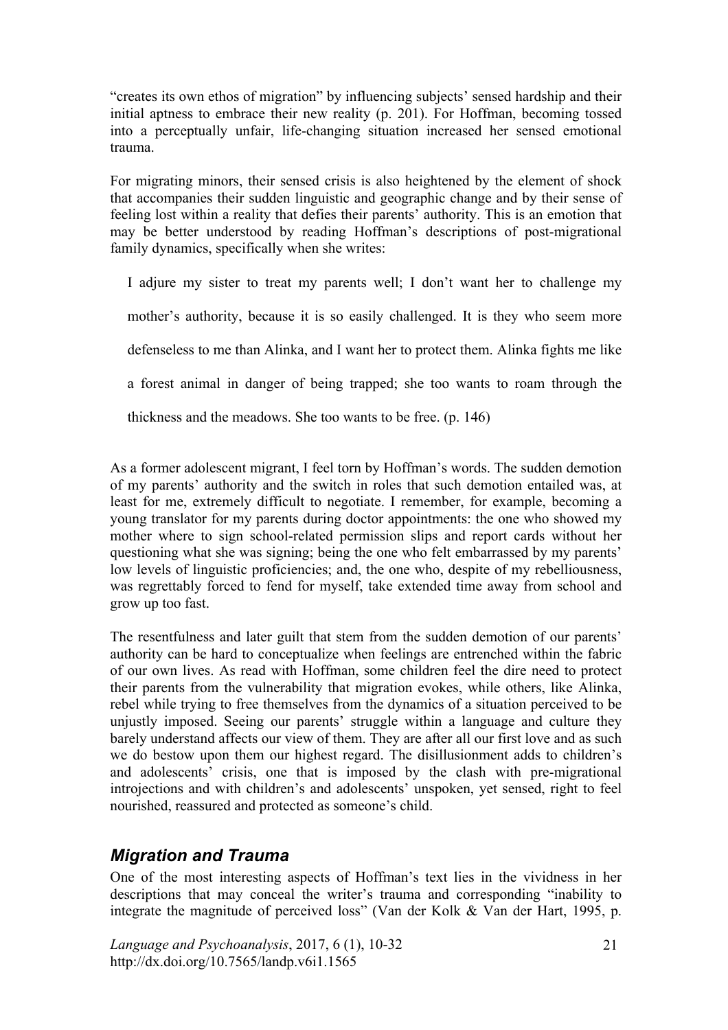"creates its own ethos of migration" by influencing subjects' sensed hardship and their initial aptness to embrace their new reality (p. 201). For Hoffman, becoming tossed into a perceptually unfair, life-changing situation increased her sensed emotional trauma.

For migrating minors, their sensed crisis is also heightened by the element of shock that accompanies their sudden linguistic and geographic change and by their sense of feeling lost within a reality that defies their parents' authority. This is an emotion that may be better understood by reading Hoffman's descriptions of post-migrational family dynamics, specifically when she writes:

> I adjure my sister to treat my parents well; I don't want her to challenge my mother's authority, because it is so easily challenged. It is they who seem more defenseless to me than Alinka, and I want her to protect them. Alinka fights me like a forest animal in danger of being trapped; she too wants to roam through the thickness and the meadows. She too wants to be free. (p. 146)

As a former adolescent migrant, I feel torn by Hoffman's words. The sudden demotion of my parents' authority and the switch in roles that such demotion entailed was, at least for me, extremely difficult to negotiate. I remember, for example, becoming a young translator for my parents during doctor appointments: the one who showed my mother where to sign school-related permission slips and report cards without her questioning what she was signing; being the one who felt embarrassed by my parents' low levels of linguistic proficiencies; and, the one who, despite of my rebelliousness, was regrettably forced to fend for myself, take extended time away from school and grow up too fast.

The resentfulness and later guilt that stem from the sudden demotion of our parents' authority can be hard to conceptualize when feelings are entrenched within the fabric of our own lives. As read with Hoffman, some children feel the dire need to protect their parents from the vulnerability that migration evokes, while others, like Alinka, rebel while trying to free themselves from the dynamics of a situation perceived to be unjustly imposed. Seeing our parents' struggle within a language and culture they barely understand affects our view of them. They are after all our first love and as such we do bestow upon them our highest regard. The disillusionment adds to children's and adolescents' crisis, one that is imposed by the clash with pre-migrational introjections and with children's and adolescents' unspoken, yet sensed, right to feel nourished, reassured and protected as someone's child.

## *Migration and Trauma*

One of the most interesting aspects of Hoffman's text lies in the vividness in her descriptions that may conceal the writer's trauma and corresponding "inability to integrate the magnitude of perceived loss" (Van der Kolk & Van der Hart, 1995, p.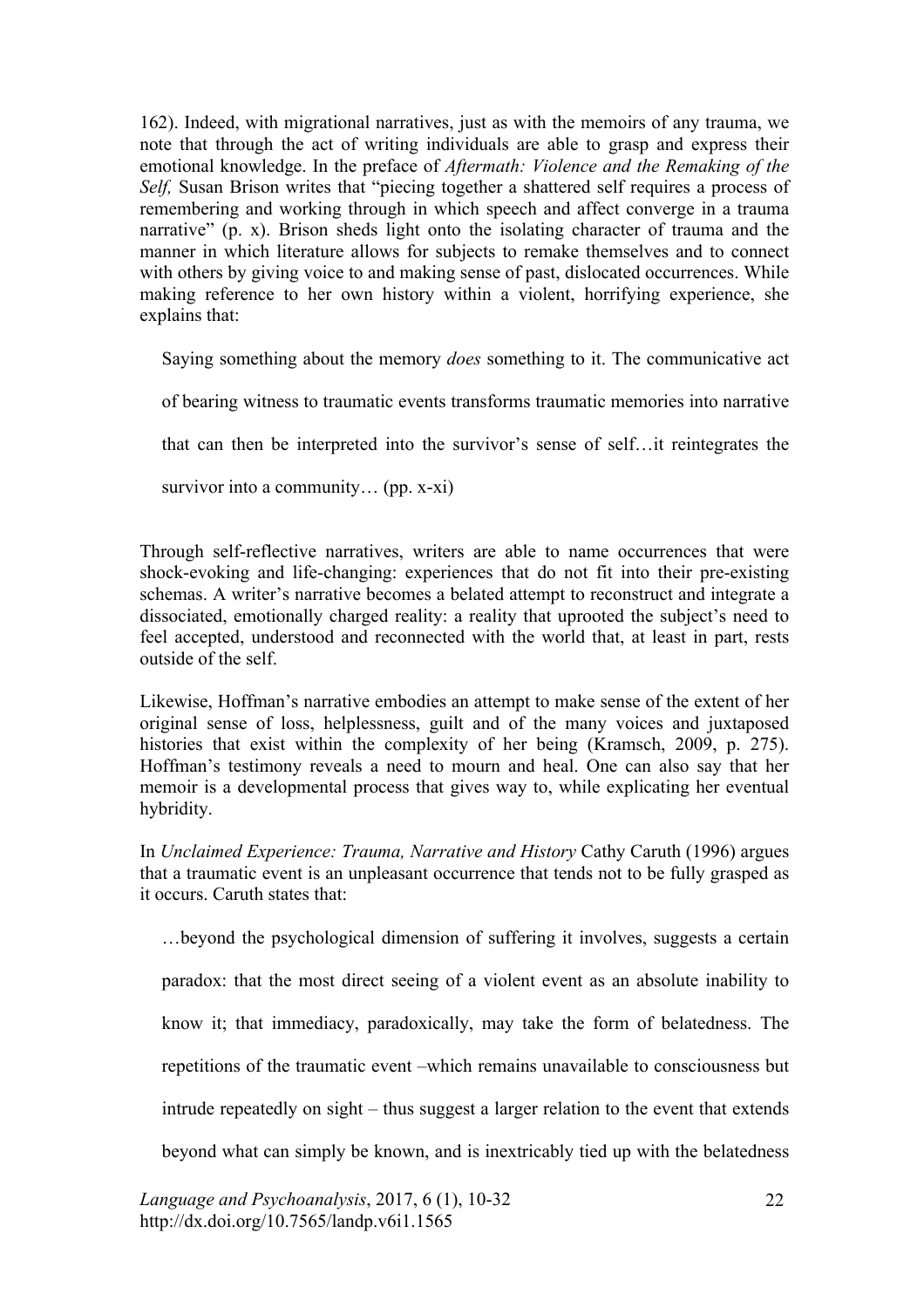162). Indeed, with migrational narratives, just as with the memoirs of any trauma, we note that through the act of writing individuals are able to grasp and express their emotional knowledge. In the preface of *Aftermath: Violence and the Remaking of the Self,* Susan Brison writes that "piecing together a shattered self requires a process of remembering and working through in which speech and affect converge in a trauma narrative" (p. x). Brison sheds light onto the isolating character of trauma and the manner in which literature allows for subjects to remake themselves and to connect with others by giving voice to and making sense of past, dislocated occurrences. While making reference to her own history within a violent, horrifying experience, she explains that:

> Saying something about the memory *does* something to it. The communicative act of bearing witness to traumatic events transforms traumatic memories into narrative that can then be interpreted into the survivor's sense of self…it reintegrates the survivor into a community… (pp. x-xi)

Through self-reflective narratives, writers are able to name occurrences that were shock-evoking and life-changing: experiences that do not fit into their pre-existing schemas. A writer's narrative becomes a belated attempt to reconstruct and integrate a dissociated, emotionally charged reality: a reality that uprooted the subject's need to feel accepted, understood and reconnected with the world that, at least in part, rests outside of the self.

Likewise, Hoffman's narrative embodies an attempt to make sense of the extent of her original sense of loss, helplessness, guilt and of the many voices and juxtaposed histories that exist within the complexity of her being (Kramsch, 2009, p. 275). Hoffman's testimony reveals a need to mourn and heal. One can also say that her memoir is a developmental process that gives way to, while explicating her eventual hybridity.

In *Unclaimed Experience: Trauma, Narrative and History* Cathy Caruth (1996) argues that a traumatic event is an unpleasant occurrence that tends not to be fully grasped as it occurs. Caruth states that:

> …beyond the psychological dimension of suffering it involves, suggests a certain paradox: that the most direct seeing of a violent event as an absolute inability to know it; that immediacy, paradoxically, may take the form of belatedness. The repetitions of the traumatic event –which remains unavailable to consciousness but intrude repeatedly on sight – thus suggest a larger relation to the event that extends beyond what can simply be known, and is inextricably tied up with the belatedness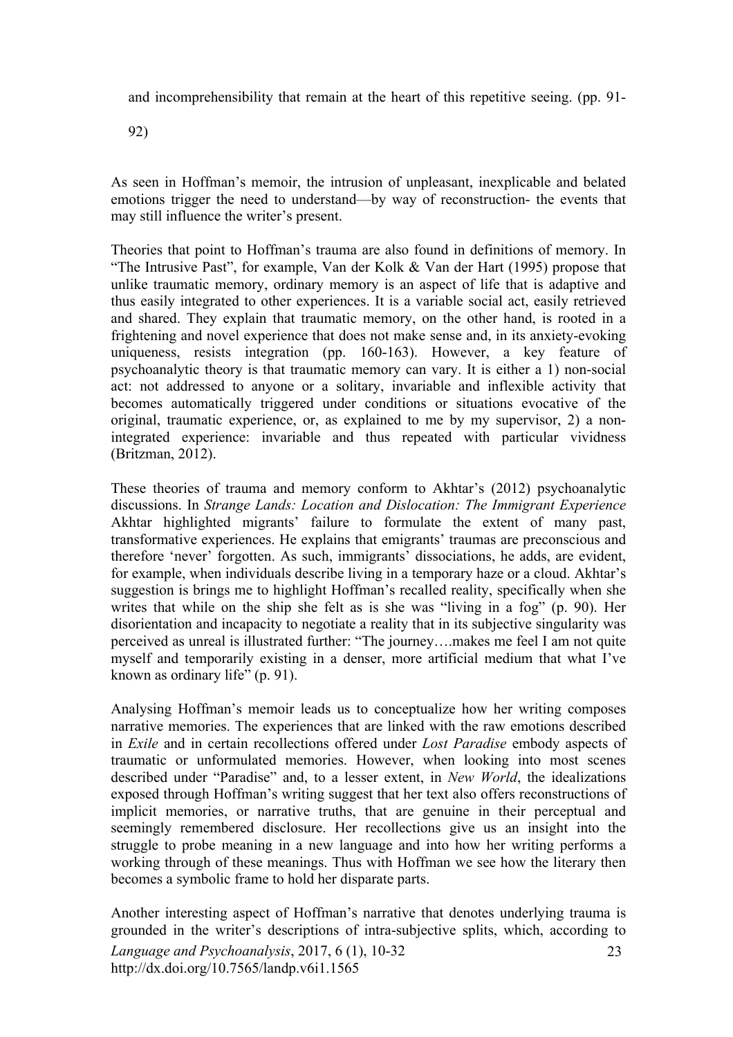and incomprehensibility that remain at the heart of this repetitive seeing. (pp. 91-92)

As seen in Hoffman's memoir, the intrusion of unpleasant, inexplicable and belated emotions trigger the need to understand—by way of reconstruction- the events that may still influence the writer's present.

Theories that point to Hoffman's trauma are also found in definitions of memory. In "The Intrusive Past", for example, Van der Kolk & Van der Hart (1995) propose that unlike traumatic memory, ordinary memory is an aspect of life that is adaptive and thus easily integrated to other experiences. It is a variable social act, easily retrieved and shared. They explain that traumatic memory, on the other hand, is rooted in a frightening and novel experience that does not make sense and, in its anxiety-evoking uniqueness, resists integration (pp. 160-163). However, a key feature of psychoanalytic theory is that traumatic memory can vary. It is either a 1) non-social act: not addressed to anyone or a solitary, invariable and inflexible activity that becomes automatically triggered under conditions or situations evocative of the original, traumatic experience, or, as explained to me by my supervisor, 2) a non-integrated experience: invariable and thus repeated with particular vividness (Britzman, 2012).

These theories of trauma and memory conform to Akhtar's (2012) psychoanalytic discussions. In *Strange Lands: Location and Dislocation: The Immigrant Experience* Akhtar highlighted migrants' failure to formulate the extent of many past, transformative experiences. He explains that emigrants' traumas are preconscious and therefore 'never' forgotten. As such, immigrants' dissociations, he adds, are evident, for example, when individuals describe living in a temporary haze or a cloud. Akhtar's suggestion is brings me to highlight Hoffman's recalled reality, specifically when she writes that while on the ship she felt as is she was "living in a fog" (p. 90). Her disorientation and incapacity to negotiate a reality that in its subjective singularity was perceived as unreal is illustrated further: "The journey….makes me feel I am not quite myself and temporarily existing in a denser, more artificial medium that what I've known as ordinary life" (p. 91).

Analysing Hoffman's memoir leads us to conceptualize how her writing composes narrative memories. The experiences that are linked with the raw emotions described in *Exile* and in certain recollections offered under *Lost Paradise* embody aspects of traumatic or unformulated memories. However, when looking into most scenes described under "Paradise" and, to a lesser extent, in *New World*, the idealizations exposed through Hoffman's writing suggest that her text also offers reconstructions of implicit memories, or narrative truths, that are genuine in their perceptual and seemingly remembered disclosure. Her recollections give us an insight into the struggle to probe meaning in a new language and into how her writing performs a working through of these meanings. Thus with Hoffman we see how the literary then becomes a symbolic frame to hold her disparate parts.

Another interesting aspect of Hoffman's narrative that denotes underlying trauma is grounded in the writer's descriptions of intra-subjective splits, which, according to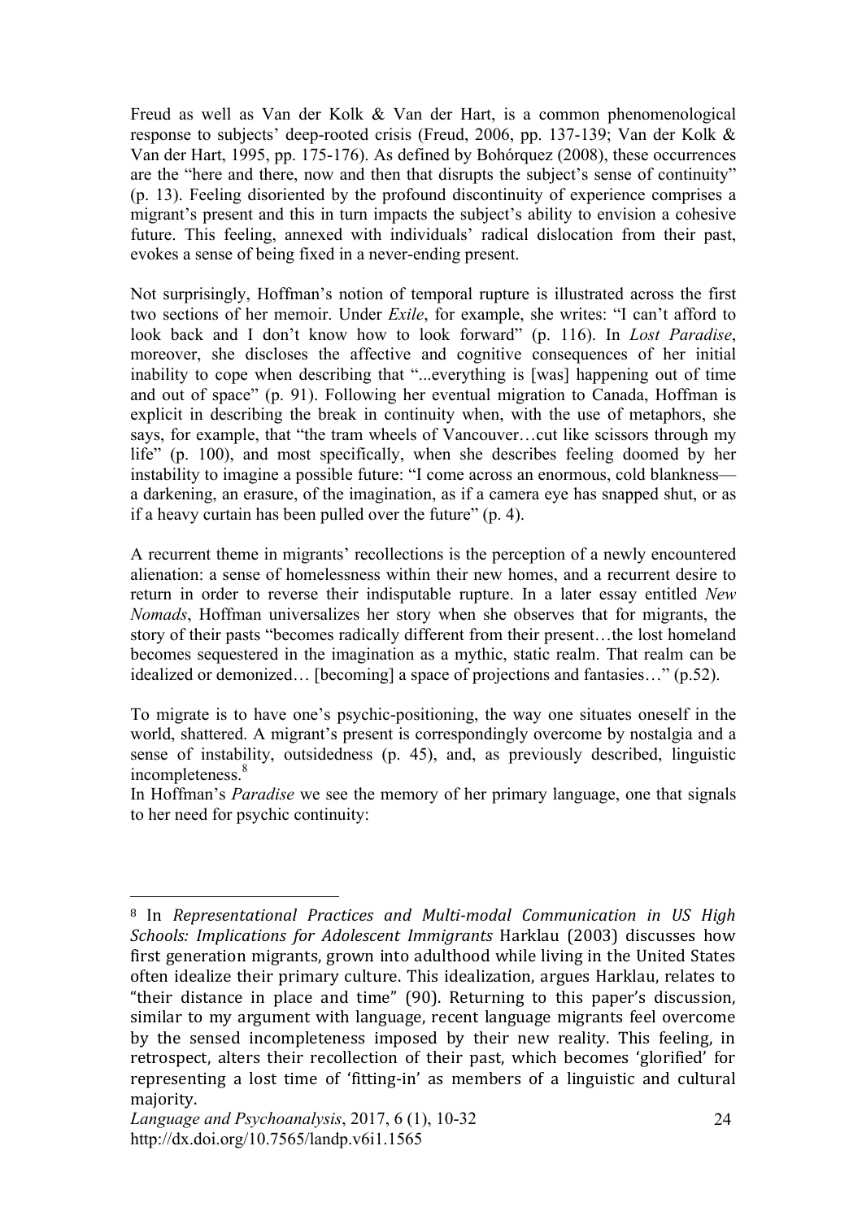Freud as well as Van der Kolk & Van der Hart, is a common phenomenological response to subjects' deep-rooted crisis (Freud, 2006, pp. 137-139; Van der Kolk & Van der Hart, 1995, pp. 175-176). As defined by Bohórquez (2008), these occurrences are the "here and there, now and then that disrupts the subject's sense of continuity" (p. 13). Feeling disoriented by the profound discontinuity of experience comprises a migrant's present and this in turn impacts the subject's ability to envision a cohesive future. This feeling, annexed with individuals' radical dislocation from their past, evokes a sense of being fixed in a never-ending present.

Not surprisingly, Hoffman's notion of temporal rupture is illustrated across the first two sections of her memoir. Under *Exile*, for example, she writes: "I can't afford to look back and I don't know how to look forward" (p. 116). In *Lost Paradise*, moreover, she discloses the affective and cognitive consequences of her initial inability to cope when describing that "...everything is [was] happening out of time and out of space" (p. 91). Following her eventual migration to Canada, Hoffman is explicit in describing the break in continuity when, with the use of metaphors, she says, for example, that "the tram wheels of Vancouver…cut like scissors through my life" (p. 100), and most specifically, when she describes feeling doomed by her instability to imagine a possible future: "I come across an enormous, cold blankness—a darkening, an erasure, of the imagination, as if a camera eye has snapped shut, or as if a heavy curtain has been pulled over the future" (p. 4).

A recurrent theme in migrants' recollections is the perception of a newly encountered alienation: a sense of homelessness within their new homes, and a recurrent desire to return in order to reverse their indisputable rupture. In a later essay entitled *New Nomads*, Hoffman universalizes her story when she observes that for migrants, the story of their pasts "becomes radically different from their present…the lost homeland becomes sequestered in the imagination as a mythic, static realm. That realm can be idealized or demonized… [becoming] a space of projections and fantasies…" (p.52).

To migrate is to have one's psychic-positioning, the way one situates oneself in the world, shattered. A migrant's present is correspondingly overcome by nostalgia and a sense of instability, outsidedness (p. 45), and, as previously described, linguistic incompleteness.[8]

In Hoffman's *Paradise* we see the memory of her primary language, one that signals to her need for psychic continuity:

---

[8] In *Representational Practices and Multi-modal Communication in US High Schools: Implications for Adolescent Immigrants* Harklau (2003) discusses how first generation migrants, grown into adulthood while living in the United States often idealize their primary culture. This idealization, argues Harklau, relates to "their distance in place and time" (90). Returning to this paper's discussion, similar to my argument with language, recent language migrants feel overcome by the sensed incompleteness imposed by their new reality. This feeling, in retrospect, alters their recollection of their past, which becomes 'glorified' for representing a lost time of 'fitting-in' as members of a linguistic and cultural majority.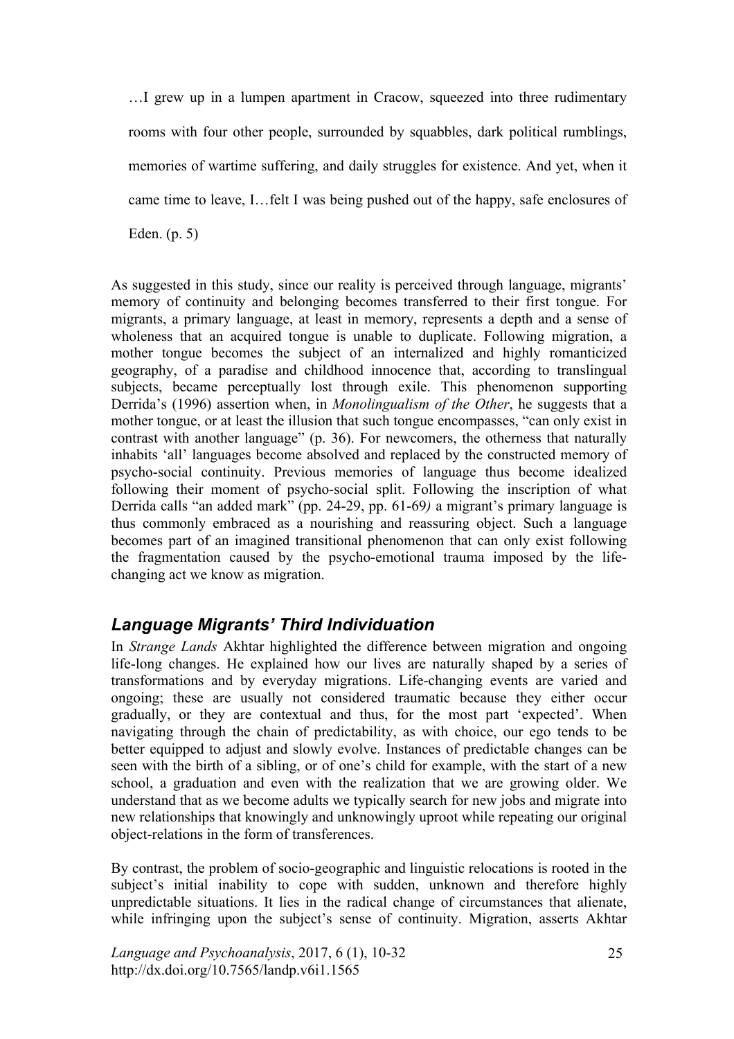> …I grew up in a lumpen apartment in Cracow, squeezed into three rudimentary rooms with four other people, surrounded by squabbles, dark political rumblings, memories of wartime suffering, and daily struggles for existence. And yet, when it came time to leave, I…felt I was being pushed out of the happy, safe enclosures of Eden. (p. 5)

As suggested in this study, since our reality is perceived through language, migrants' memory of continuity and belonging becomes transferred to their first tongue. For migrants, a primary language, at least in memory, represents a depth and a sense of wholeness that an acquired tongue is unable to duplicate. Following migration, a mother tongue becomes the subject of an internalized and highly romanticized geography, of a paradise and childhood innocence that, according to translingual subjects, became perceptually lost through exile. This phenomenon supporting Derrida's (1996) assertion when, in *Monolingualism of the Other*, he suggests that a mother tongue, or at least the illusion that such tongue encompasses, "can only exist in contrast with another language" (p. 36). For newcomers, the otherness that naturally inhabits 'all' languages become absolved and replaced by the constructed memory of psycho-social continuity. Previous memories of language thus become idealized following their moment of psycho-social split. Following the inscription of what Derrida calls "an added mark" (pp. 24-29, pp. 61-69*)* a migrant's primary language is thus commonly embraced as a nourishing and reassuring object. Such a language becomes part of an imagined transitional phenomenon that can only exist following the fragmentation caused by the psycho-emotional trauma imposed by the life-changing act we know as migration.

## *Language Migrants' Third Individuation*

In *Strange Lands* Akhtar highlighted the difference between migration and ongoing life-long changes. He explained how our lives are naturally shaped by a series of transformations and by everyday migrations. Life-changing events are varied and ongoing; these are usually not considered traumatic because they either occur gradually, or they are contextual and thus, for the most part 'expected'. When navigating through the chain of predictability, as with choice, our ego tends to be better equipped to adjust and slowly evolve. Instances of predictable changes can be seen with the birth of a sibling, or of one's child for example, with the start of a new school, a graduation and even with the realization that we are growing older. We understand that as we become adults we typically search for new jobs and migrate into new relationships that knowingly and unknowingly uproot while repeating our original object-relations in the form of transferences.

By contrast, the problem of socio-geographic and linguistic relocations is rooted in the subject's initial inability to cope with sudden, unknown and therefore highly unpredictable situations. It lies in the radical change of circumstances that alienate, while infringing upon the subject's sense of continuity. Migration, asserts Akhtar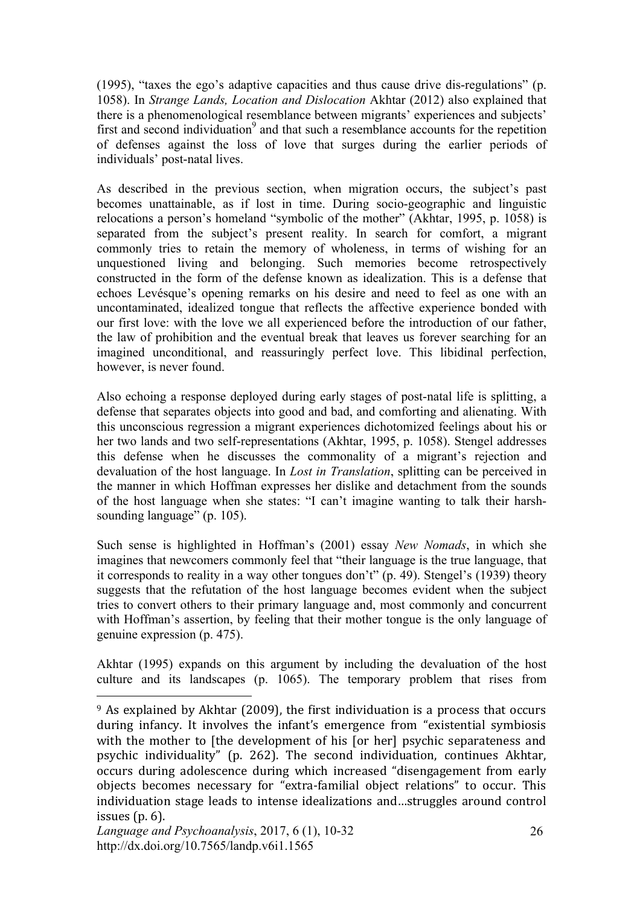(1995), "taxes the ego's adaptive capacities and thus cause drive dis-regulations" (p. 1058). In *Strange Lands, Location and Dislocation* Akhtar (2012) also explained that there is a phenomenological resemblance between migrants' experiences and subjects' first and second individuation[9] and that such a resemblance accounts for the repetition of defenses against the loss of love that surges during the earlier periods of individuals' post-natal lives.

As described in the previous section, when migration occurs, the subject's past becomes unattainable, as if lost in time. During socio-geographic and linguistic relocations a person's homeland "symbolic of the mother" (Akhtar, 1995, p. 1058) is separated from the subject's present reality. In search for comfort, a migrant commonly tries to retain the memory of wholeness, in terms of wishing for an unquestioned living and belonging. Such memories become retrospectively constructed in the form of the defense known as idealization. This is a defense that echoes Levésque's opening remarks on his desire and need to feel as one with an uncontaminated, idealized tongue that reflects the affective experience bonded with our first love: with the love we all experienced before the introduction of our father, the law of prohibition and the eventual break that leaves us forever searching for an imagined unconditional, and reassuringly perfect love. This libidinal perfection, however, is never found.

Also echoing a response deployed during early stages of post-natal life is splitting, a defense that separates objects into good and bad, and comforting and alienating. With this unconscious regression a migrant experiences dichotomized feelings about his or her two lands and two self-representations (Akhtar, 1995, p. 1058). Stengel addresses this defense when he discusses the commonality of a migrant's rejection and devaluation of the host language. In *Lost in Translation*, splitting can be perceived in the manner in which Hoffman expresses her dislike and detachment from the sounds of the host language when she states: "I can't imagine wanting to talk their harsh-sounding language" (p. 105).

Such sense is highlighted in Hoffman's (2001) essay *New Nomads*, in which she imagines that newcomers commonly feel that "their language is the true language, that it corresponds to reality in a way other tongues don't" (p. 49). Stengel's (1939) theory suggests that the refutation of the host language becomes evident when the subject tries to convert others to their primary language and, most commonly and concurrent with Hoffman's assertion, by feeling that their mother tongue is the only language of genuine expression (p. 475).

Akhtar (1995) expands on this argument by including the devaluation of the host culture and its landscapes (p. 1065). The temporary problem that rises from

[9] As explained by Akhtar (2009), the first individuation is a process that occurs during infancy. It involves the infant's emergence from "existential symbiosis with the mother to [the development of his [or her] psychic separateness and psychic individuality" (p. 262). The second individuation, continues Akhtar, occurs during adolescence during which increased "disengagement from early objects becomes necessary for "extra-familial object relations" to occur. This individuation stage leads to intense idealizations and…struggles around control issues (p. 6).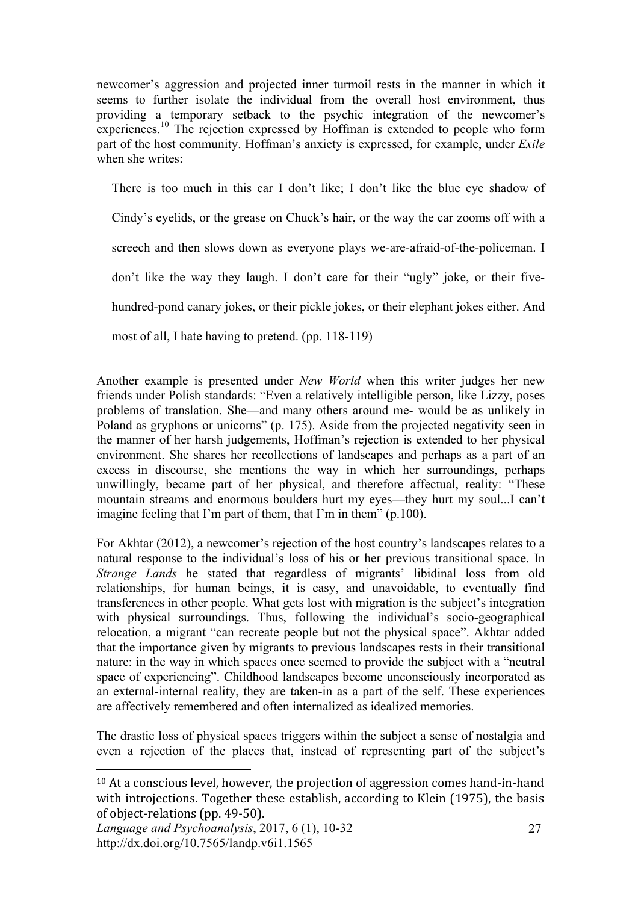newcomer's aggression and projected inner turmoil rests in the manner in which it seems to further isolate the individual from the overall host environment, thus providing a temporary setback to the psychic integration of the newcomer's experiences.[10] The rejection expressed by Hoffman is extended to people who form part of the host community. Hoffman's anxiety is expressed, for example, under *Exile* when she writes:

> There is too much in this car I don't like; I don't like the blue eye shadow of Cindy's eyelids, or the grease on Chuck's hair, or the way the car zooms off with a screech and then slows down as everyone plays we-are-afraid-of-the-policeman. I don't like the way they laugh. I don't care for their "ugly" joke, or their five-hundred-pond canary jokes, or their pickle jokes, or their elephant jokes either. And most of all, I hate having to pretend. (pp. 118-119)

Another example is presented under *New World* when this writer judges her new friends under Polish standards: "Even a relatively intelligible person, like Lizzy, poses problems of translation. She—and many others around me- would be as unlikely in Poland as gryphons or unicorns" (p. 175). Aside from the projected negativity seen in the manner of her harsh judgements, Hoffman's rejection is extended to her physical environment. She shares her recollections of landscapes and perhaps as a part of an excess in discourse, she mentions the way in which her surroundings, perhaps unwillingly, became part of her physical, and therefore affectual, reality: "These mountain streams and enormous boulders hurt my eyes—they hurt my soul...I can't imagine feeling that I'm part of them, that I'm in them" (p.100).

For Akhtar (2012), a newcomer's rejection of the host country's landscapes relates to a natural response to the individual's loss of his or her previous transitional space. In *Strange Lands* he stated that regardless of migrants' libidinal loss from old relationships, for human beings, it is easy, and unavoidable, to eventually find transferences in other people. What gets lost with migration is the subject's integration with physical surroundings. Thus, following the individual's socio-geographical relocation, a migrant "can recreate people but not the physical space". Akhtar added that the importance given by migrants to previous landscapes rests in their transitional nature: in the way in which spaces once seemed to provide the subject with a "neutral space of experiencing". Childhood landscapes become unconsciously incorporated as an external-internal reality, they are taken-in as a part of the self. These experiences are affectively remembered and often internalized as idealized memories.

The drastic loss of physical spaces triggers within the subject a sense of nostalgia and even a rejection of the places that, instead of representing part of the subject's

---

[10] At a conscious level, however, the projection of aggression comes hand-in-hand with introjections. Together these establish, according to Klein (1975), the basis of object-relations (pp. 49-50).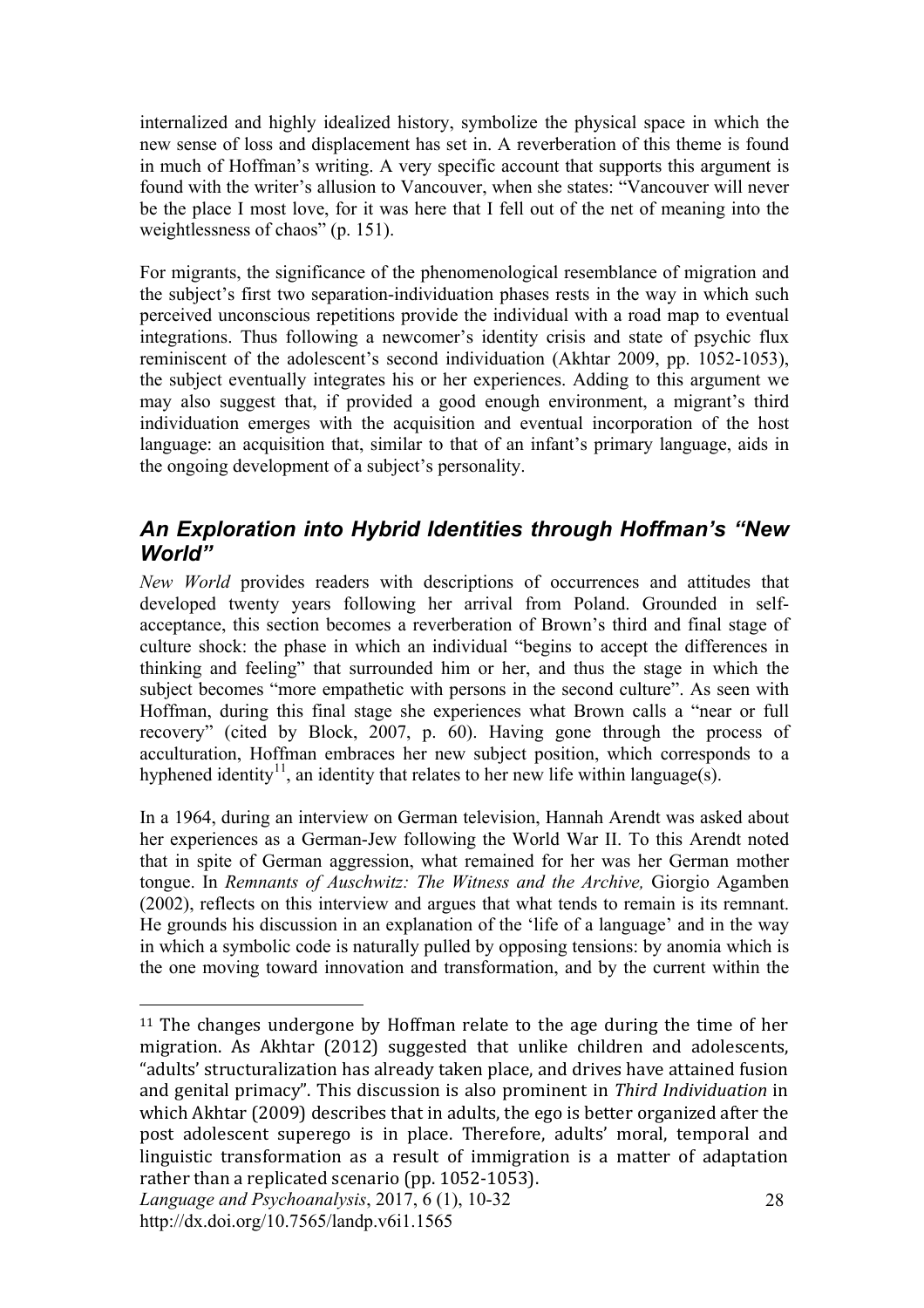internalized and highly idealized history, symbolize the physical space in which the new sense of loss and displacement has set in. A reverberation of this theme is found in much of Hoffman's writing. A very specific account that supports this argument is found with the writer's allusion to Vancouver, when she states: "Vancouver will never be the place I most love, for it was here that I fell out of the net of meaning into the weightlessness of chaos" (p. 151).

For migrants, the significance of the phenomenological resemblance of migration and the subject's first two separation-individuation phases rests in the way in which such perceived unconscious repetitions provide the individual with a road map to eventual integrations. Thus following a newcomer's identity crisis and state of psychic flux reminiscent of the adolescent's second individuation (Akhtar 2009, pp. 1052-1053), the subject eventually integrates his or her experiences. Adding to this argument we may also suggest that, if provided a good enough environment, a migrant's third individuation emerges with the acquisition and eventual incorporation of the host language: an acquisition that, similar to that of an infant's primary language, aids in the ongoing development of a subject's personality.

## *An Exploration into Hybrid Identities through Hoffman's "New World"*

*New World* provides readers with descriptions of occurrences and attitudes that developed twenty years following her arrival from Poland. Grounded in self-acceptance, this section becomes a reverberation of Brown's third and final stage of culture shock: the phase in which an individual "begins to accept the differences in thinking and feeling" that surrounded him or her, and thus the stage in which the subject becomes "more empathetic with persons in the second culture". As seen with Hoffman, during this final stage she experiences what Brown calls a "near or full recovery" (cited by Block, 2007, p. 60). Having gone through the process of acculturation, Hoffman embraces her new subject position, which corresponds to a hyphened identity[11], an identity that relates to her new life within language(s).

In a 1964, during an interview on German television, Hannah Arendt was asked about her experiences as a German-Jew following the World War II. To this Arendt noted that in spite of German aggression, what remained for her was her German mother tongue. In *Remnants of Auschwitz: The Witness and the Archive,* Giorgio Agamben (2002), reflects on this interview and argues that what tends to remain is its remnant. He grounds his discussion in an explanation of the 'life of a language' and in the way in which a symbolic code is naturally pulled by opposing tensions: by anomia which is the one moving toward innovation and transformation, and by the current within the

---

[11] The changes undergone by Hoffman relate to the age during the time of her migration. As Akhtar (2012) suggested that unlike children and adolescents, "adults' structuralization has already taken place, and drives have attained fusion and genital primacy". This discussion is also prominent in *Third Individuation* in which Akhtar (2009) describes that in adults, the ego is better organized after the post adolescent superego is in place. Therefore, adults' moral, temporal and linguistic transformation as a result of immigration is a matter of adaptation rather than a replicated scenario (pp. 1052-1053).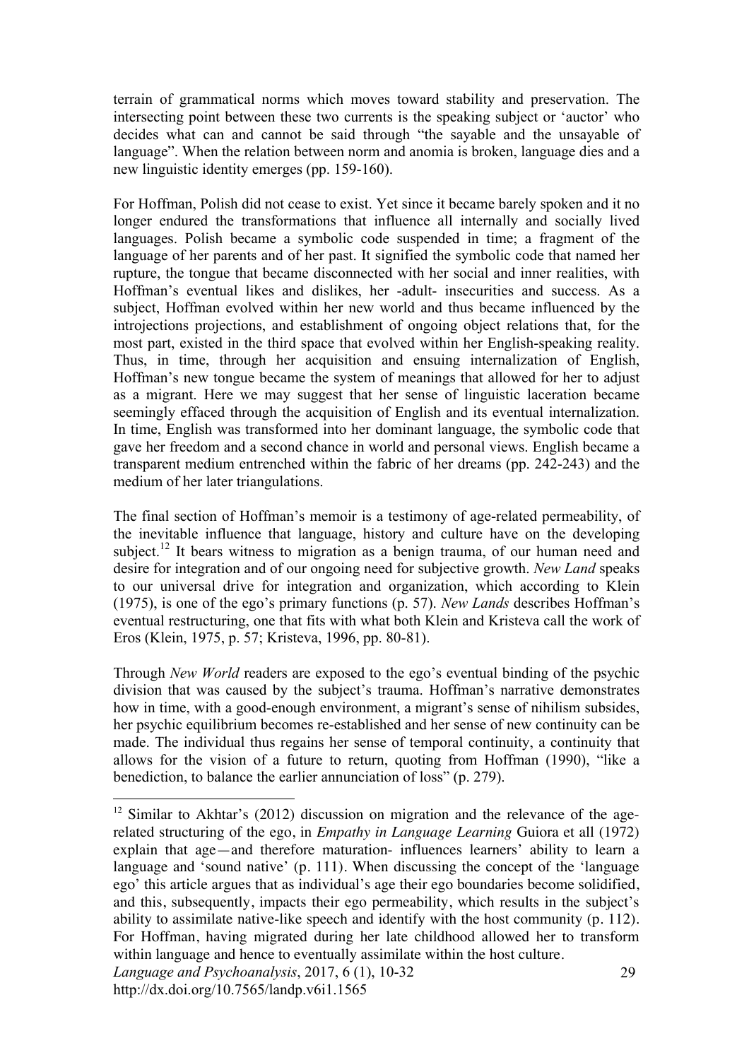terrain of grammatical norms which moves toward stability and preservation. The intersecting point between these two currents is the speaking subject or 'auctor' who decides what can and cannot be said through "the sayable and the unsayable of language". When the relation between norm and anomia is broken, language dies and a new linguistic identity emerges (pp. 159-160).

For Hoffman, Polish did not cease to exist. Yet since it became barely spoken and it no longer endured the transformations that influence all internally and socially lived languages. Polish became a symbolic code suspended in time; a fragment of the language of her parents and of her past. It signified the symbolic code that named her rupture, the tongue that became disconnected with her social and inner realities, with Hoffman's eventual likes and dislikes, her -adult- insecurities and success. As a subject, Hoffman evolved within her new world and thus became influenced by the introjections projections, and establishment of ongoing object relations that, for the most part, existed in the third space that evolved within her English-speaking reality. Thus, in time, through her acquisition and ensuing internalization of English, Hoffman's new tongue became the system of meanings that allowed for her to adjust as a migrant. Here we may suggest that her sense of linguistic laceration became seemingly effaced through the acquisition of English and its eventual internalization. In time, English was transformed into her dominant language, the symbolic code that gave her freedom and a second chance in world and personal views. English became a transparent medium entrenched within the fabric of her dreams (pp. 242-243) and the medium of her later triangulations.

The final section of Hoffman's memoir is a testimony of age-related permeability, of the inevitable influence that language, history and culture have on the developing subject.[12] It bears witness to migration as a benign trauma, of our human need and desire for integration and of our ongoing need for subjective growth. *New Land* speaks to our universal drive for integration and organization, which according to Klein (1975), is one of the ego's primary functions (p. 57). *New Lands* describes Hoffman's eventual restructuring, one that fits with what both Klein and Kristeva call the work of Eros (Klein, 1975, p. 57; Kristeva, 1996, pp. 80-81).

Through *New World* readers are exposed to the ego's eventual binding of the psychic division that was caused by the subject's trauma. Hoffman's narrative demonstrates how in time, with a good-enough environment, a migrant's sense of nihilism subsides, her psychic equilibrium becomes re-established and her sense of new continuity can be made. The individual thus regains her sense of temporal continuity, a continuity that allows for the vision of a future to return, quoting from Hoffman (1990), "like a benediction, to balance the earlier annunciation of loss" (p. 279).

[12] Similar to Akhtar's (2012) discussion on migration and the relevance of the age-related structuring of the ego, in *Empathy in Language Learning* Guiora et all (1972) explain that age—and therefore maturation- influences learners' ability to learn a language and 'sound native' (p. 111). When discussing the concept of the 'language ego' this article argues that as individual's age their ego boundaries become solidified, and this, subsequently, impacts their ego permeability, which results in the subject's ability to assimilate native-like speech and identify with the host community (p. 112). For Hoffman, having migrated during her late childhood allowed her to transform within language and hence to eventually assimilate within the host culture.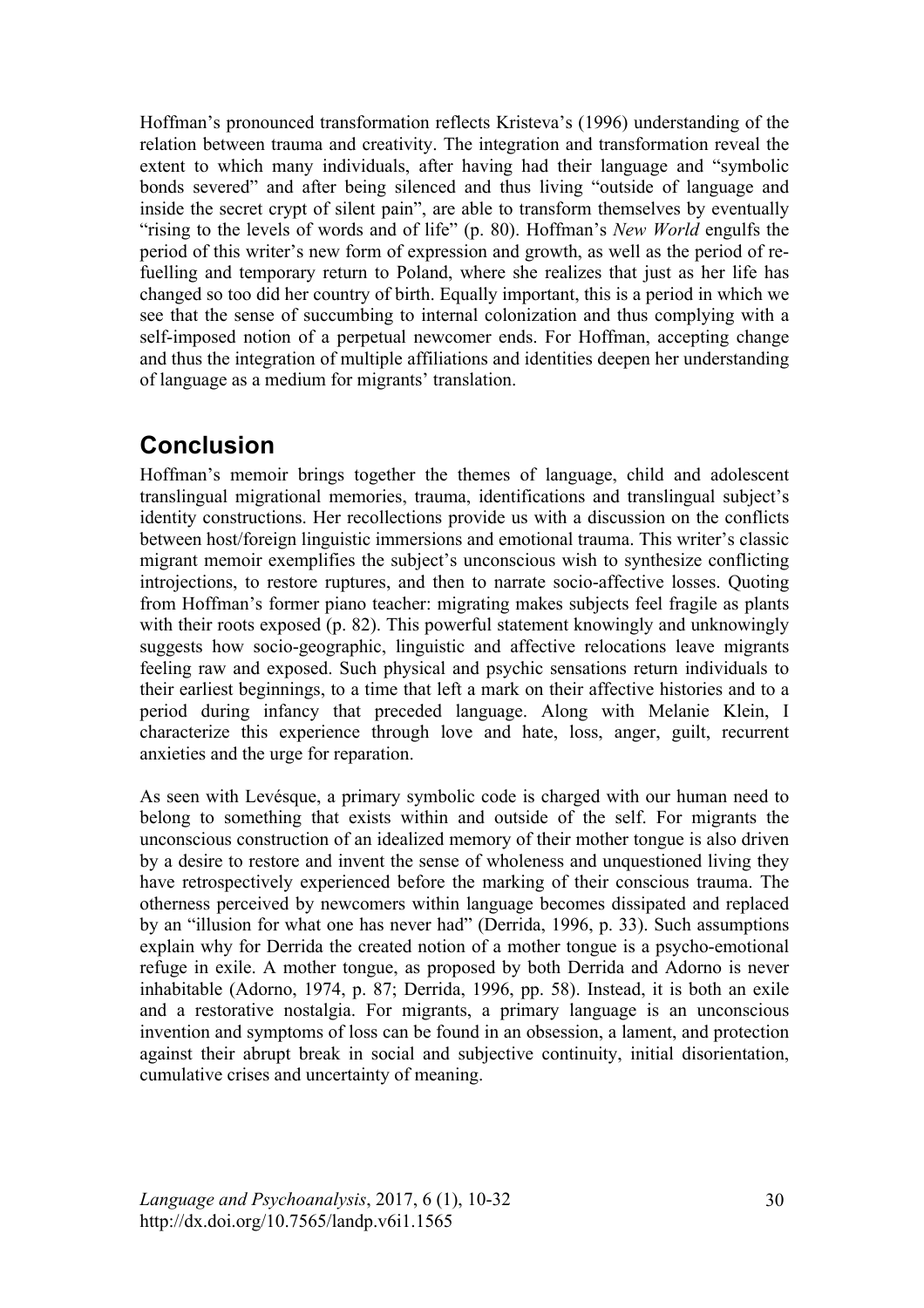Hoffman's pronounced transformation reflects Kristeva's (1996) understanding of the relation between trauma and creativity. The integration and transformation reveal the extent to which many individuals, after having had their language and "symbolic bonds severed" and after being silenced and thus living "outside of language and inside the secret crypt of silent pain", are able to transform themselves by eventually "rising to the levels of words and of life" (p. 80). Hoffman's *New World* engulfs the period of this writer's new form of expression and growth, as well as the period of re-fuelling and temporary return to Poland, where she realizes that just as her life has changed so too did her country of birth. Equally important, this is a period in which we see that the sense of succumbing to internal colonization and thus complying with a self-imposed notion of a perpetual newcomer ends. For Hoffman, accepting change and thus the integration of multiple affiliations and identities deepen her understanding of language as a medium for migrants' translation.

## Conclusion

Hoffman's memoir brings together the themes of language, child and adolescent translingual migrational memories, trauma, identifications and translingual subject's identity constructions. Her recollections provide us with a discussion on the conflicts between host/foreign linguistic immersions and emotional trauma. This writer's classic migrant memoir exemplifies the subject's unconscious wish to synthesize conflicting introjections, to restore ruptures, and then to narrate socio-affective losses. Quoting from Hoffman's former piano teacher: migrating makes subjects feel fragile as plants with their roots exposed (p. 82). This powerful statement knowingly and unknowingly suggests how socio-geographic, linguistic and affective relocations leave migrants feeling raw and exposed. Such physical and psychic sensations return individuals to their earliest beginnings, to a time that left a mark on their affective histories and to a period during infancy that preceded language. Along with Melanie Klein, I characterize this experience through love and hate, loss, anger, guilt, recurrent anxieties and the urge for reparation.

As seen with Levésque, a primary symbolic code is charged with our human need to belong to something that exists within and outside of the self. For migrants the unconscious construction of an idealized memory of their mother tongue is also driven by a desire to restore and invent the sense of wholeness and unquestioned living they have retrospectively experienced before the marking of their conscious trauma. The otherness perceived by newcomers within language becomes dissipated and replaced by an "illusion for what one has never had" (Derrida, 1996, p. 33). Such assumptions explain why for Derrida the created notion of a mother tongue is a psycho-emotional refuge in exile. A mother tongue, as proposed by both Derrida and Adorno is never inhabitable (Adorno, 1974, p. 87; Derrida, 1996, pp. 58). Instead, it is both an exile and a restorative nostalgia. For migrants, a primary language is an unconscious invention and symptoms of loss can be found in an obsession, a lament, and protection against their abrupt break in social and subjective continuity, initial disorientation, cumulative crises and uncertainty of meaning.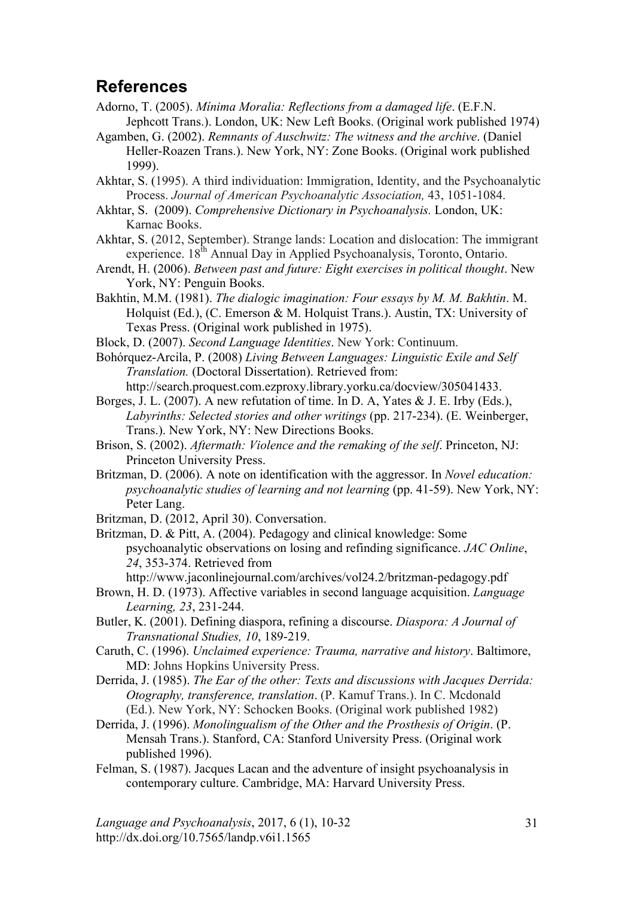## References

Adorno, T. (2005). *Mínima Moralia: Reflections from a damaged life*. (E.F.N. Jephcott Trans.). London, UK: New Left Books. (Original work published 1974)

Agamben, G. (2002). *Remnants of Auschwitz: The witness and the archive*. (Daniel Heller-Roazen Trans.). New York, NY: Zone Books. (Original work published 1999).

Akhtar, S. (1995). A third individuation: Immigration, Identity, and the Psychoanalytic Process. *Journal of American Psychoanalytic Association,* 43, 1051-1084.

Akhtar, S. (2009). *Comprehensive Dictionary in Psychoanalysis.* London, UK: Karnac Books.

Akhtar, S. (2012, September). Strange lands: Location and dislocation: The immigrant experience. 18th Annual Day in Applied Psychoanalysis, Toronto, Ontario.

Arendt, H. (2006). *Between past and future: Eight exercises in political thought*. New York, NY: Penguin Books.

Bakhtin, M.M. (1981). *The dialogic imagination: Four essays by M. M. Bakhtin*. M. Holquist (Ed.), (C. Emerson & M. Holquist Trans.). Austin, TX: University of Texas Press. (Original work published in 1975).

Block, D. (2007). *Second Language Identities*. New York: Continuum.

Bohórquez-Arcila, P. (2008) *Living Between Languages: Linguistic Exile and Self Translation.* (Doctoral Dissertation). Retrieved from: http://search.proquest.com.ezproxy.library.yorku.ca/docview/305041433.

Borges, J. L. (2007). A new refutation of time. In D. A, Yates & J. E. Irby (Eds.), *Labyrinths: Selected stories and other writings* (pp. 217-234). (E. Weinberger, Trans.). New York, NY: New Directions Books.

Brison, S. (2002). *Aftermath: Violence and the remaking of the self*. Princeton, NJ: Princeton University Press.

Britzman, D. (2006). A note on identification with the aggressor. In *Novel education: psychoanalytic studies of learning and not learning* (pp. 41-59). New York, NY: Peter Lang.

Britzman, D. (2012, April 30). Conversation.

Britzman, D. & Pitt, A. (2004). Pedagogy and clinical knowledge: Some psychoanalytic observations on losing and refinding significance. *JAC Online*, *24*, 353-374. Retrieved from http://www.jaconlinejournal.com/archives/vol24.2/britzman-pedagogy.pdf

Brown, H. D. (1973). Affective variables in second language acquisition. *Language Learning, 23*, 231-244.

Butler, K. (2001). Defining diaspora, refining a discourse. *Diaspora: A Journal of Transnational Studies, 10*, 189-219.

Caruth, C. (1996). *Unclaimed experience: Trauma, narrative and history*. Baltimore, MD: Johns Hopkins University Press.

Derrida, J. (1985). *The Ear of the other: Texts and discussions with Jacques Derrida: Otography, transference, translation*. (P. Kamuf Trans.). In C. Mcdonald (Ed.). New York, NY: Schocken Books. (Original work published 1982)

Derrida, J. (1996). *Monolingualism of the Other and the Prosthesis of Origin*. (P. Mensah Trans.). Stanford, CA: Stanford University Press. (Original work published 1996).

Felman, S. (1987). Jacques Lacan and the adventure of insight psychoanalysis in contemporary culture. Cambridge, MA: Harvard University Press.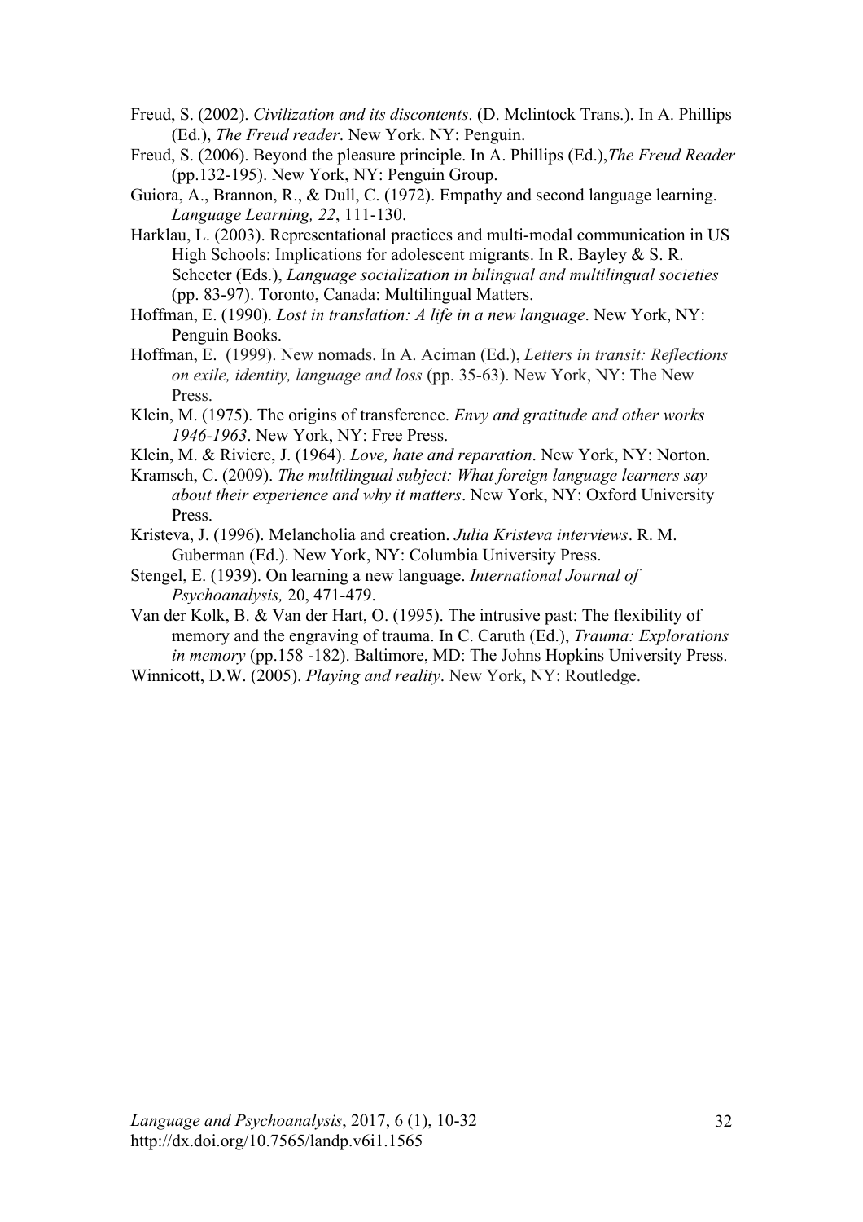Freud, S. (2002). *Civilization and its discontents*. (D. Mclintock Trans.). In A. Phillips (Ed.), *The Freud reader*. New York. NY: Penguin.

Freud, S. (2006). Beyond the pleasure principle. In A. Phillips (Ed.),*The Freud Reader* (pp.132-195). New York, NY: Penguin Group.

Guiora, A., Brannon, R., & Dull, C. (1972). Empathy and second language learning. *Language Learning, 22*, 111-130.

Harklau, L. (2003). Representational practices and multi-modal communication in US High Schools: Implications for adolescent migrants. In R. Bayley & S. R. Schecter (Eds.), *Language socialization in bilingual and multilingual societies* (pp. 83-97). Toronto, Canada: Multilingual Matters.

Hoffman, E. (1990). *Lost in translation: A life in a new language*. New York, NY: Penguin Books.

Hoffman, E. (1999). New nomads. In A. Aciman (Ed.), *Letters in transit: Reflections on exile, identity, language and loss* (pp. 35-63). New York, NY: The New Press.

Klein, M. (1975). The origins of transference. *Envy and gratitude and other works 1946-1963*. New York, NY: Free Press.

Klein, M. & Riviere, J. (1964). *Love, hate and reparation*. New York, NY: Norton.

Kramsch, C. (2009). *The multilingual subject: What foreign language learners say about their experience and why it matters*. New York, NY: Oxford University Press.

Kristeva, J. (1996). Melancholia and creation. *Julia Kristeva interviews*. R. M. Guberman (Ed.). New York, NY: Columbia University Press.

Stengel, E. (1939). On learning a new language. *International Journal of Psychoanalysis,* 20, 471-479.

Van der Kolk, B. & Van der Hart, O. (1995). The intrusive past: The flexibility of memory and the engraving of trauma. In C. Caruth (Ed.), *Trauma: Explorations in memory* (pp.158 -182). Baltimore, MD: The Johns Hopkins University Press.

Winnicott, D.W. (2005). *Playing and reality*. New York, NY: Routledge.